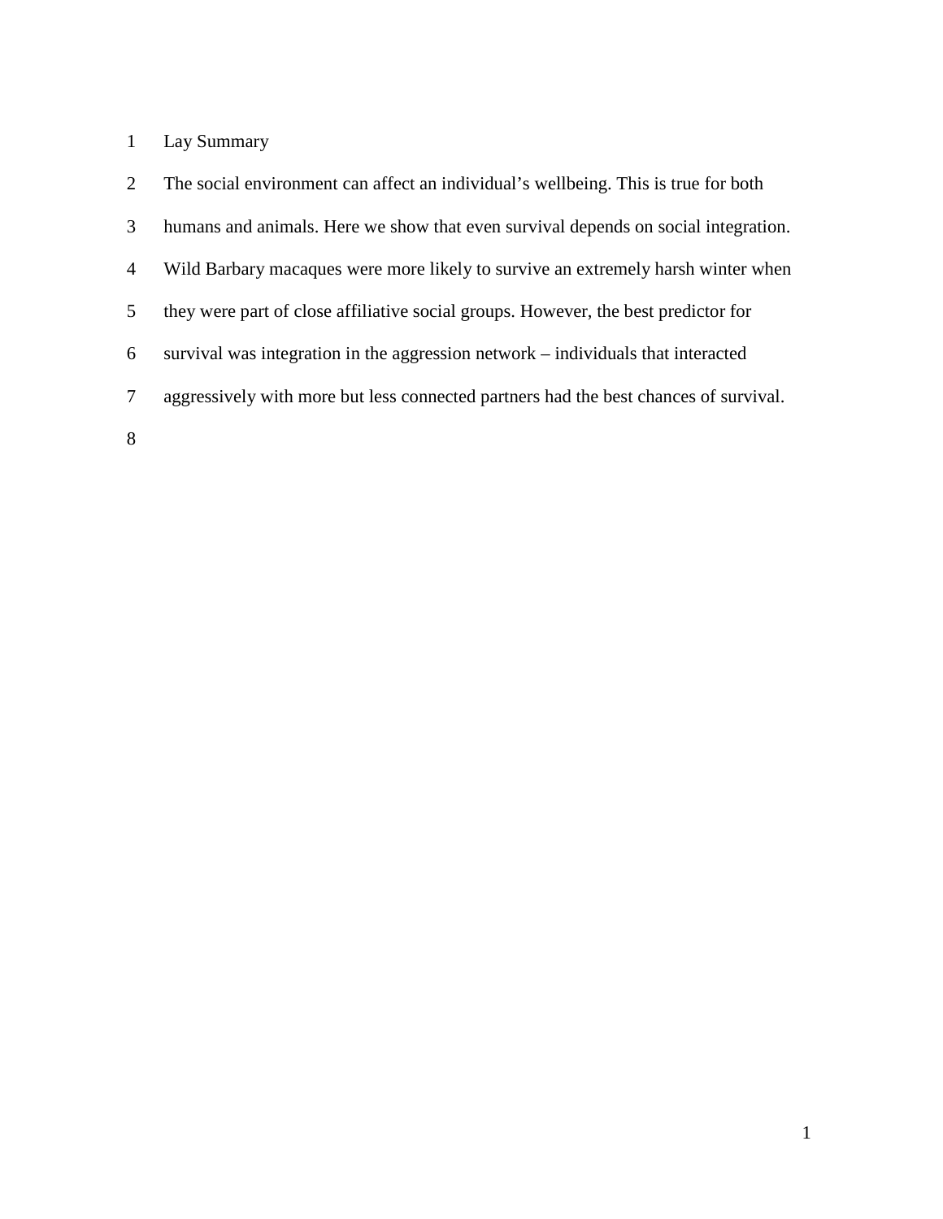# Lay Summary

The social environment can affect an individual's wellbeing. This is true for both humans and animals. Here we show that even survival depends on social integration. Wild Barbary macaques were more likely to survive an extremely harsh winter when they were part of close affiliative social groups. However, the best predictor for survival was integration in the aggression network – individuals that interacted aggressively with more but less connected partners had the best chances of survival.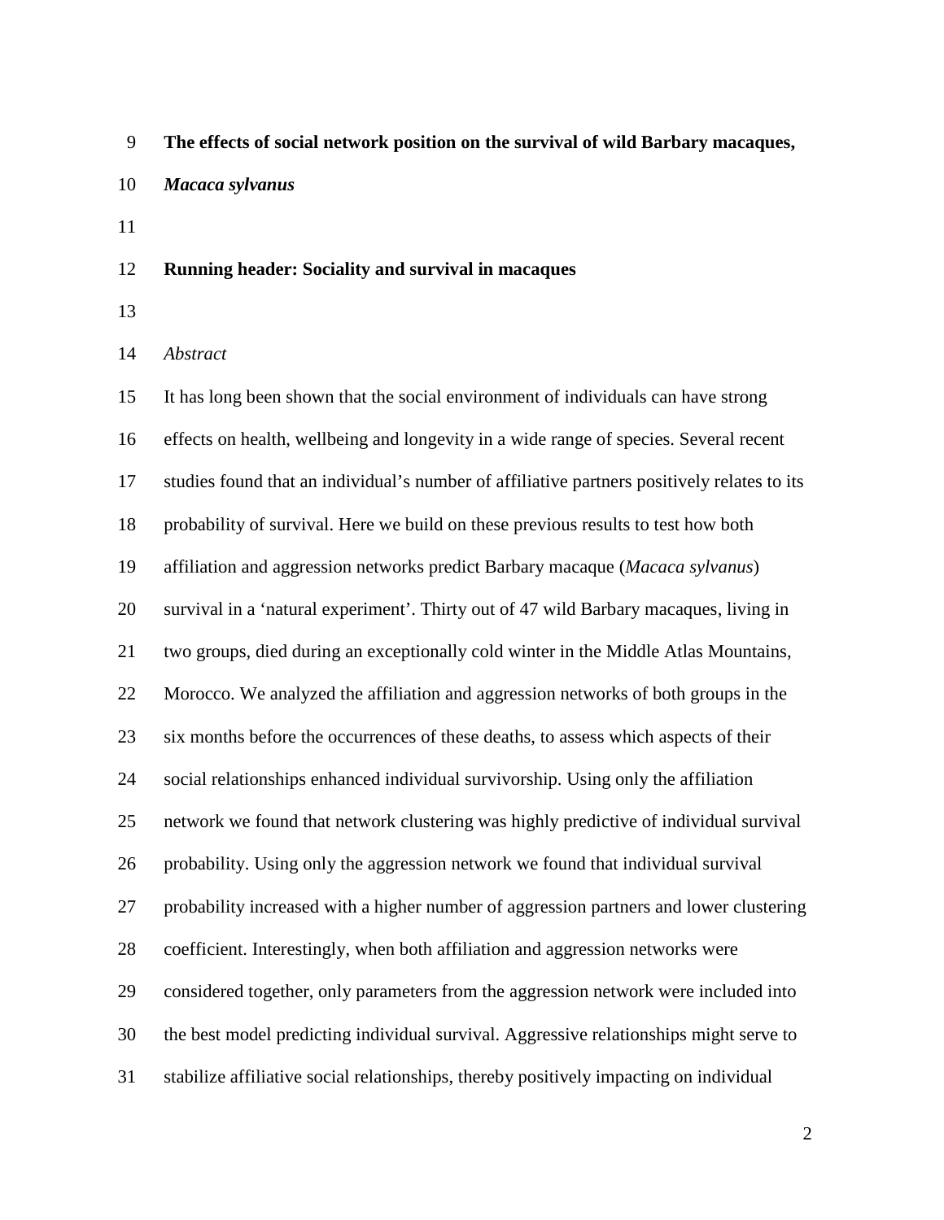**The effects of social network position on the survival of wild Barbary macaques, *Macaca sylvanus***

**Running header: Sociality and survival in macaques**

*Abstract*

It has long been shown that the social environment of individuals can have strong effects on health, wellbeing and longevity in a wide range of species. Several recent studies found that an individual's number of affiliative partners positively relates to its probability of survival. Here we build on these previous results to test how both affiliation and aggression networks predict Barbary macaque (*Macaca sylvanus*) survival in a 'natural experiment'. Thirty out of 47 wild Barbary macaques, living in two groups, died during an exceptionally cold winter in the Middle Atlas Mountains, Morocco. We analyzed the affiliation and aggression networks of both groups in the six months before the occurrences of these deaths, to assess which aspects of their social relationships enhanced individual survivorship. Using only the affiliation network we found that network clustering was highly predictive of individual survival probability. Using only the aggression network we found that individual survival probability increased with a higher number of aggression partners and lower clustering coefficient. Interestingly, when both affiliation and aggression networks were considered together, only parameters from the aggression network were included into the best model predicting individual survival. Aggressive relationships might serve to stabilize affiliative social relationships, thereby positively impacting on individual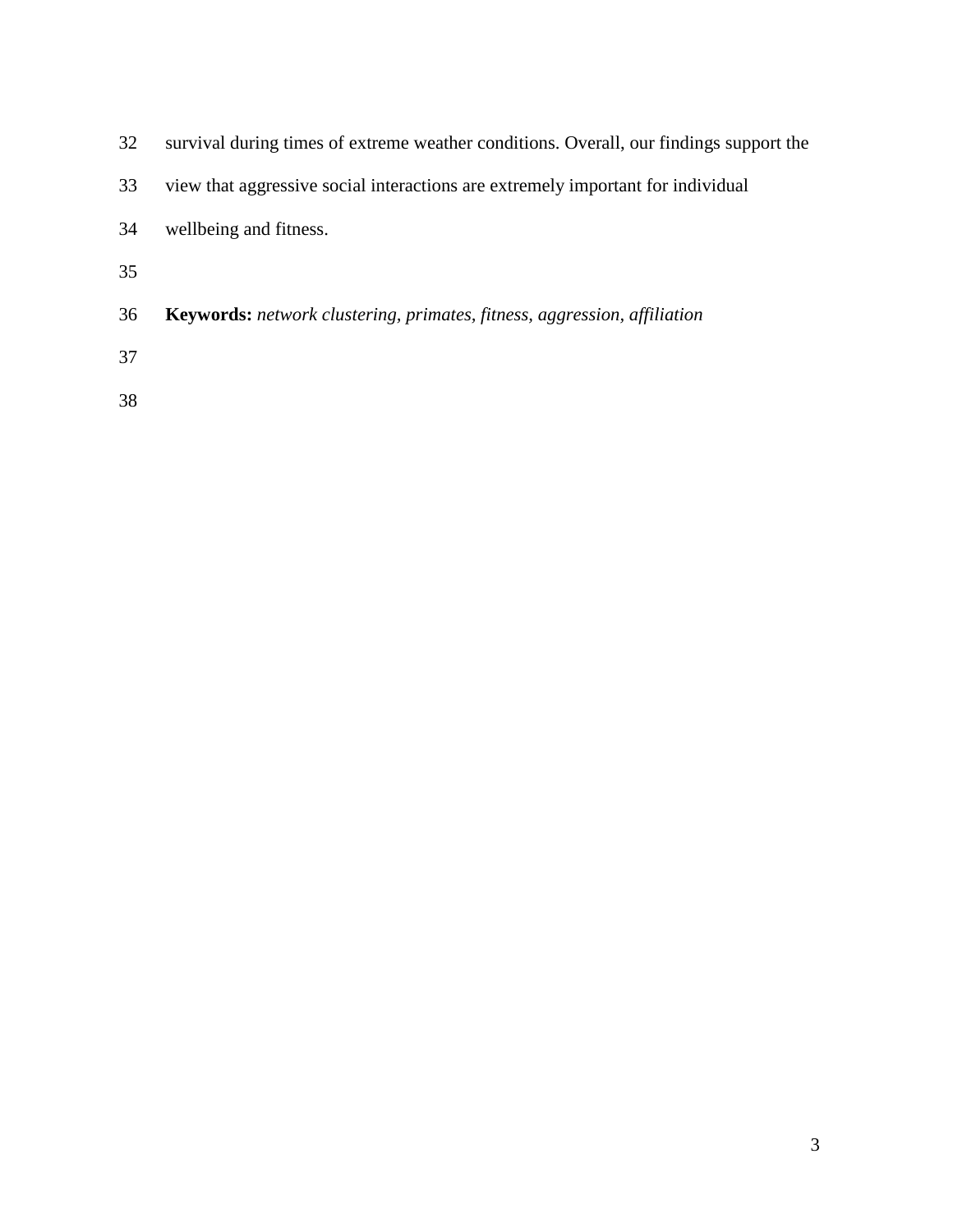survival during times of extreme weather conditions. Overall, our findings support the view that aggressive social interactions are extremely important for individual wellbeing and fitness.

**Keywords:** *network clustering, primates, fitness, aggression, affiliation*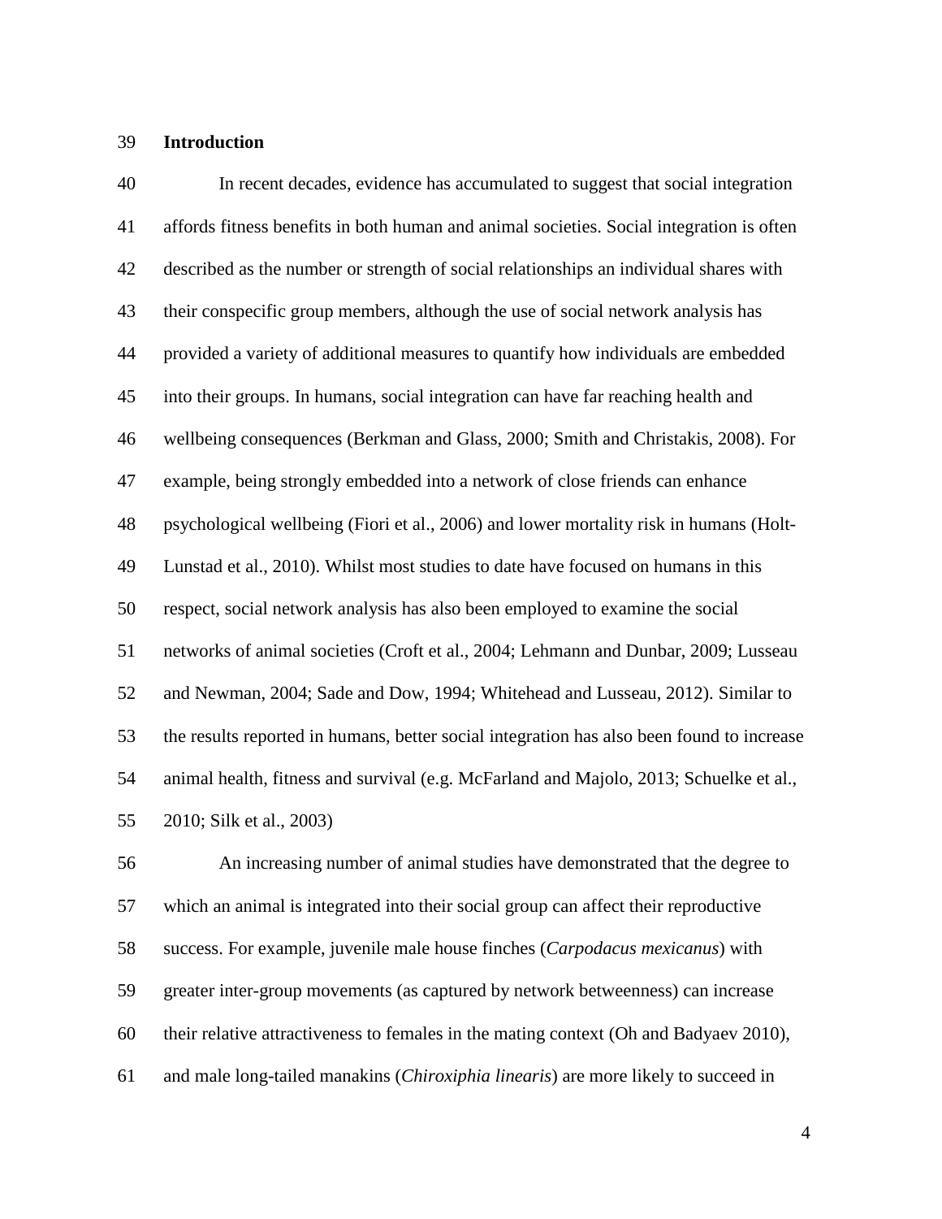## Introduction

In recent decades, evidence has accumulated to suggest that social integration affords fitness benefits in both human and animal societies. Social integration is often described as the number or strength of social relationships an individual shares with their conspecific group members, although the use of social network analysis has provided a variety of additional measures to quantify how individuals are embedded into their groups. In humans, social integration can have far reaching health and wellbeing consequences (Berkman and Glass, 2000; Smith and Christakis, 2008). For example, being strongly embedded into a network of close friends can enhance psychological wellbeing (Fiori et al., 2006) and lower mortality risk in humans (Holt-Lunstad et al., 2010). Whilst most studies to date have focused on humans in this respect, social network analysis has also been employed to examine the social networks of animal societies (Croft et al., 2004; Lehmann and Dunbar, 2009; Lusseau and Newman, 2004; Sade and Dow, 1994; Whitehead and Lusseau, 2012). Similar to the results reported in humans, better social integration has also been found to increase animal health, fitness and survival (e.g. McFarland and Majolo, 2013; Schuelke et al., 2010; Silk et al., 2003)

An increasing number of animal studies have demonstrated that the degree to which an animal is integrated into their social group can affect their reproductive success. For example, juvenile male house finches (*Carpodacus mexicanus*) with greater inter-group movements (as captured by network betweenness) can increase their relative attractiveness to females in the mating context (Oh and Badyaev 2010), and male long-tailed manakins (*Chiroxiphia linearis*) are more likely to succeed in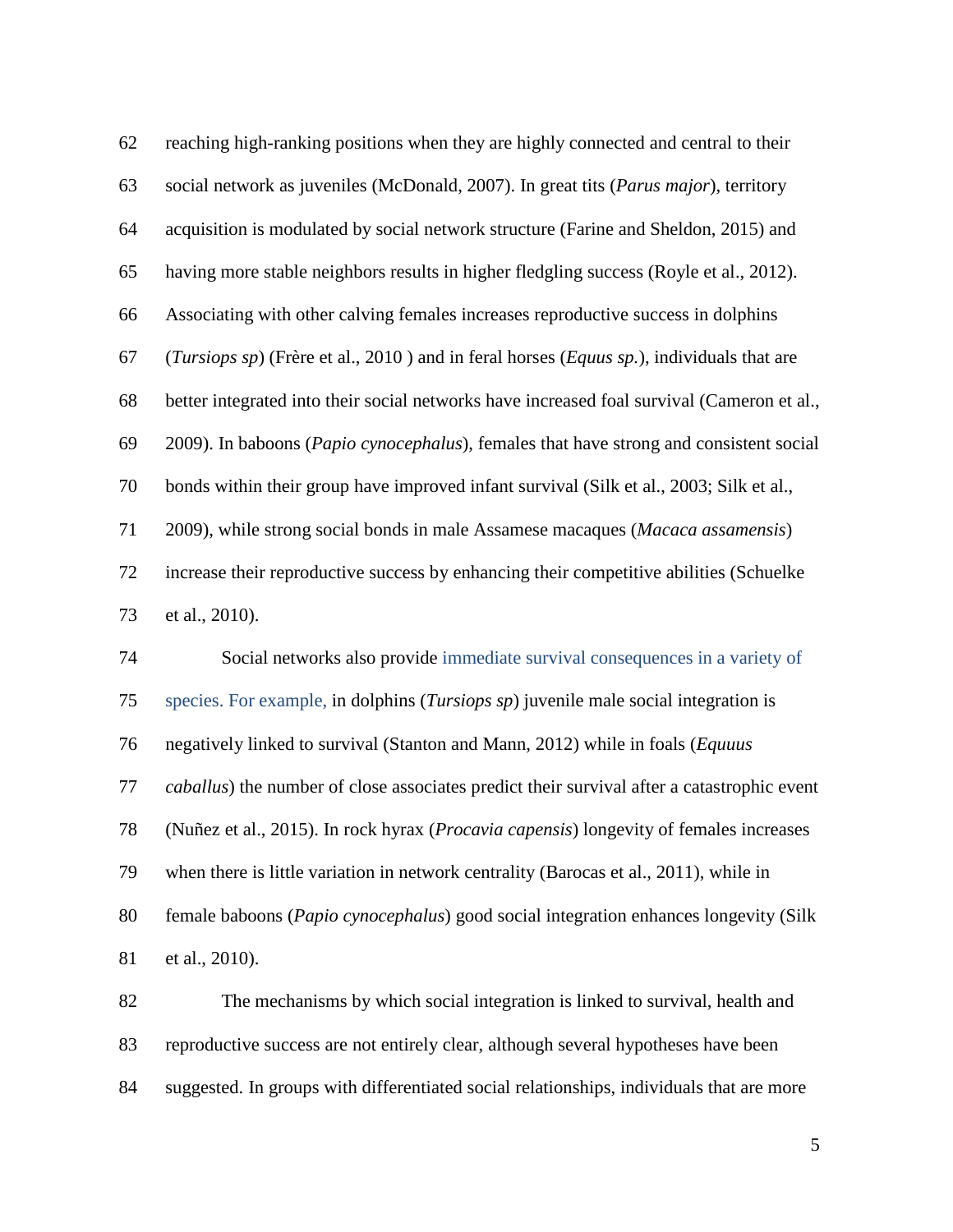reaching high-ranking positions when they are highly connected and central to their social network as juveniles (McDonald, 2007). In great tits (*Parus major*), territory acquisition is modulated by social network structure (Farine and Sheldon, 2015) and having more stable neighbors results in higher fledgling success (Royle et al., 2012). Associating with other calving females increases reproductive success in dolphins (*Tursiops sp*) (Frère et al., 2010 ) and in feral horses (*Equus sp.*), individuals that are better integrated into their social networks have increased foal survival (Cameron et al., 2009). In baboons (*Papio cynocephalus*), females that have strong and consistent social bonds within their group have improved infant survival (Silk et al., 2003; Silk et al., 2009), while strong social bonds in male Assamese macaques (*Macaca assamensis*) increase their reproductive success by enhancing their competitive abilities (Schuelke et al., 2010).

Social networks also provide immediate survival consequences in a variety of species. For example, in dolphins (*Tursiops sp*) juvenile male social integration is negatively linked to survival (Stanton and Mann, 2012) while in foals (*Equuus caballus*) the number of close associates predict their survival after a catastrophic event (Nuñez et al., 2015). In rock hyrax (*Procavia capensis*) longevity of females increases when there is little variation in network centrality (Barocas et al., 2011), while in female baboons (*Papio cynocephalus*) good social integration enhances longevity (Silk et al., 2010).

The mechanisms by which social integration is linked to survival, health and reproductive success are not entirely clear, although several hypotheses have been suggested. In groups with differentiated social relationships, individuals that are more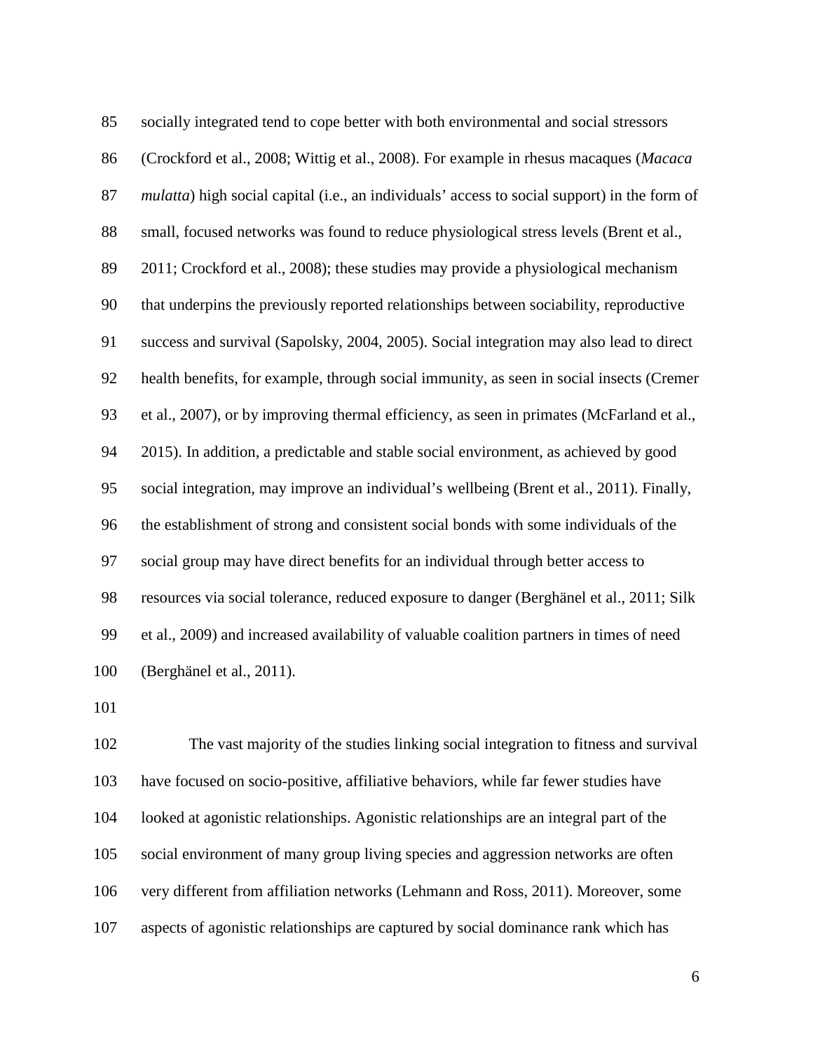socially integrated tend to cope better with both environmental and social stressors (Crockford et al., 2008; Wittig et al., 2008). For example in rhesus macaques (*Macaca mulatta*) high social capital (i.e., an individuals' access to social support) in the form of small, focused networks was found to reduce physiological stress levels (Brent et al., 2011; Crockford et al., 2008); these studies may provide a physiological mechanism that underpins the previously reported relationships between sociability, reproductive success and survival (Sapolsky, 2004, 2005). Social integration may also lead to direct health benefits, for example, through social immunity, as seen in social insects (Cremer et al., 2007), or by improving thermal efficiency, as seen in primates (McFarland et al., 2015). In addition, a predictable and stable social environment, as achieved by good social integration, may improve an individual's wellbeing (Brent et al., 2011). Finally, the establishment of strong and consistent social bonds with some individuals of the social group may have direct benefits for an individual through better access to resources via social tolerance, reduced exposure to danger (Berghänel et al., 2011; Silk et al., 2009) and increased availability of valuable coalition partners in times of need (Berghänel et al., 2011).

The vast majority of the studies linking social integration to fitness and survival have focused on socio-positive, affiliative behaviors, while far fewer studies have looked at agonistic relationships. Agonistic relationships are an integral part of the social environment of many group living species and aggression networks are often very different from affiliation networks (Lehmann and Ross, 2011). Moreover, some aspects of agonistic relationships are captured by social dominance rank which has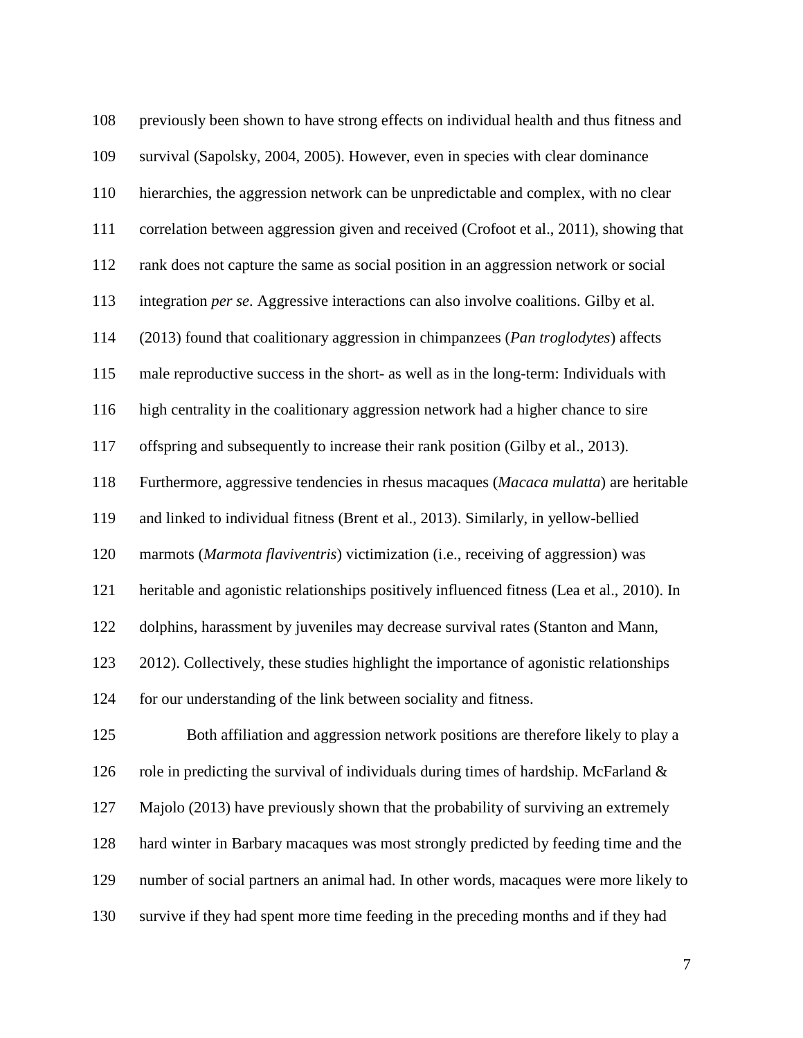previously been shown to have strong effects on individual health and thus fitness and survival (Sapolsky, 2004, 2005). However, even in species with clear dominance hierarchies, the aggression network can be unpredictable and complex, with no clear correlation between aggression given and received (Crofoot et al., 2011), showing that rank does not capture the same as social position in an aggression network or social integration *per se*. Aggressive interactions can also involve coalitions. Gilby et al. (2013) found that coalitionary aggression in chimpanzees (*Pan troglodytes*) affects male reproductive success in the short- as well as in the long-term: Individuals with high centrality in the coalitionary aggression network had a higher chance to sire offspring and subsequently to increase their rank position (Gilby et al., 2013). Furthermore, aggressive tendencies in rhesus macaques (*Macaca mulatta*) are heritable and linked to individual fitness (Brent et al., 2013). Similarly, in yellow-bellied marmots (*Marmota flaviventris*) victimization (i.e., receiving of aggression) was heritable and agonistic relationships positively influenced fitness (Lea et al., 2010). In dolphins, harassment by juveniles may decrease survival rates (Stanton and Mann, 2012). Collectively, these studies highlight the importance of agonistic relationships for our understanding of the link between sociality and fitness.

Both affiliation and aggression network positions are therefore likely to play a role in predicting the survival of individuals during times of hardship. McFarland & Majolo (2013) have previously shown that the probability of surviving an extremely hard winter in Barbary macaques was most strongly predicted by feeding time and the number of social partners an animal had. In other words, macaques were more likely to survive if they had spent more time feeding in the preceding months and if they had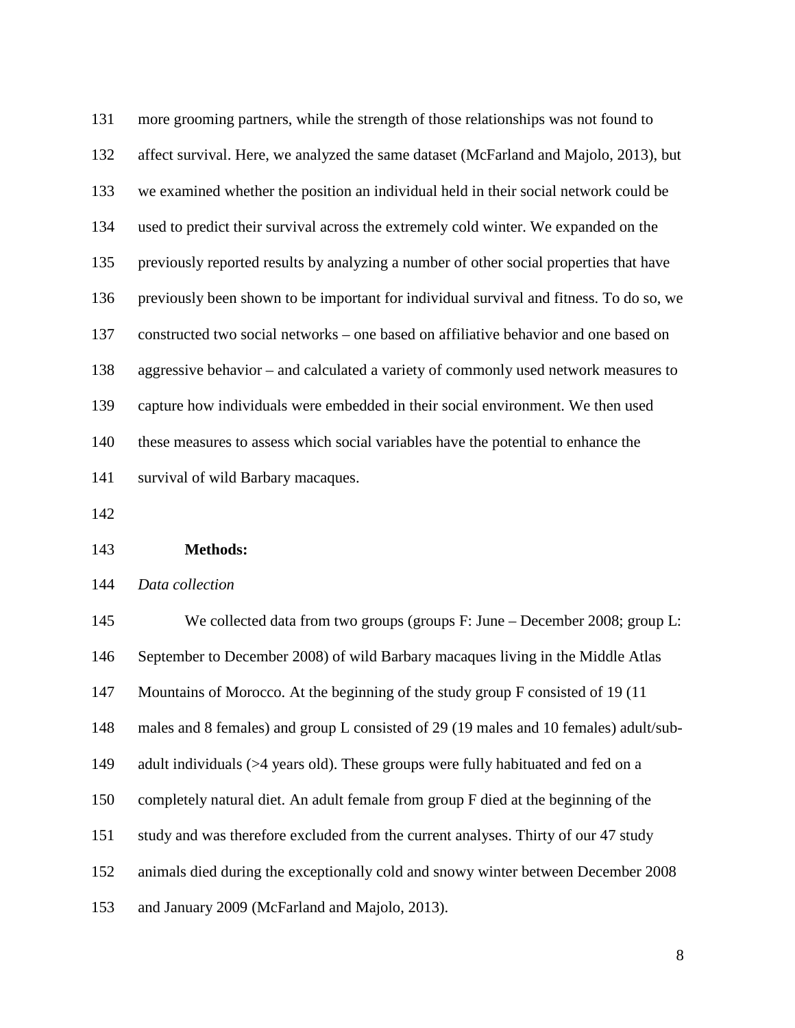more grooming partners, while the strength of those relationships was not found to affect survival. Here, we analyzed the same dataset (McFarland and Majolo, 2013), but we examined whether the position an individual held in their social network could be used to predict their survival across the extremely cold winter. We expanded on the previously reported results by analyzing a number of other social properties that have previously been shown to be important for individual survival and fitness. To do so, we constructed two social networks – one based on affiliative behavior and one based on aggressive behavior – and calculated a variety of commonly used network measures to capture how individuals were embedded in their social environment. We then used these measures to assess which social variables have the potential to enhance the survival of wild Barbary macaques.

## Methods:

*Data collection*

We collected data from two groups (groups F: June – December 2008; group L: September to December 2008) of wild Barbary macaques living in the Middle Atlas Mountains of Morocco. At the beginning of the study group F consisted of 19 (11 males and 8 females) and group L consisted of 29 (19 males and 10 females) adult/sub-adult individuals (>4 years old). These groups were fully habituated and fed on a completely natural diet. An adult female from group F died at the beginning of the study and was therefore excluded from the current analyses. Thirty of our 47 study animals died during the exceptionally cold and snowy winter between December 2008 and January 2009 (McFarland and Majolo, 2013).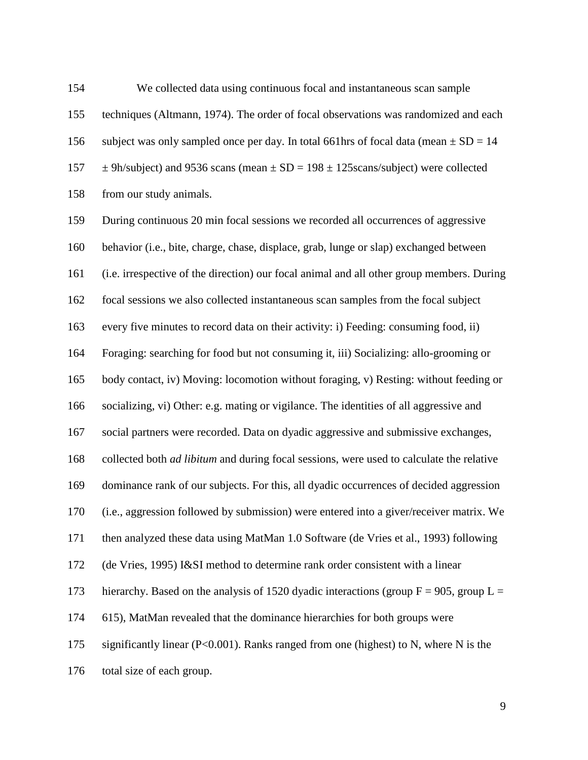We collected data using continuous focal and instantaneous scan sample techniques (Altmann, 1974). The order of focal observations was randomized and each subject was only sampled once per day. In total 661hrs of focal data (mean ± SD = 14 ± 9h/subject) and 9536 scans (mean ± SD = 198 ± 125scans/subject) were collected from our study animals.

During continuous 20 min focal sessions we recorded all occurrences of aggressive behavior (i.e., bite, charge, chase, displace, grab, lunge or slap) exchanged between (i.e. irrespective of the direction) our focal animal and all other group members. During focal sessions we also collected instantaneous scan samples from the focal subject every five minutes to record data on their activity: i) Feeding: consuming food, ii) Foraging: searching for food but not consuming it, iii) Socializing: allo-grooming or body contact, iv) Moving: locomotion without foraging, v) Resting: without feeding or socializing, vi) Other: e.g. mating or vigilance. The identities of all aggressive and social partners were recorded. Data on dyadic aggressive and submissive exchanges, collected both *ad libitum* and during focal sessions, were used to calculate the relative dominance rank of our subjects. For this, all dyadic occurrences of decided aggression (i.e., aggression followed by submission) were entered into a giver/receiver matrix. We then analyzed these data using MatMan 1.0 Software (de Vries et al., 1993) following (de Vries, 1995) I&SI method to determine rank order consistent with a linear hierarchy. Based on the analysis of 1520 dyadic interactions (group F = 905, group L = 615), MatMan revealed that the dominance hierarchies for both groups were significantly linear ($P<0.001$). Ranks ranged from one (highest) to N, where N is the total size of each group.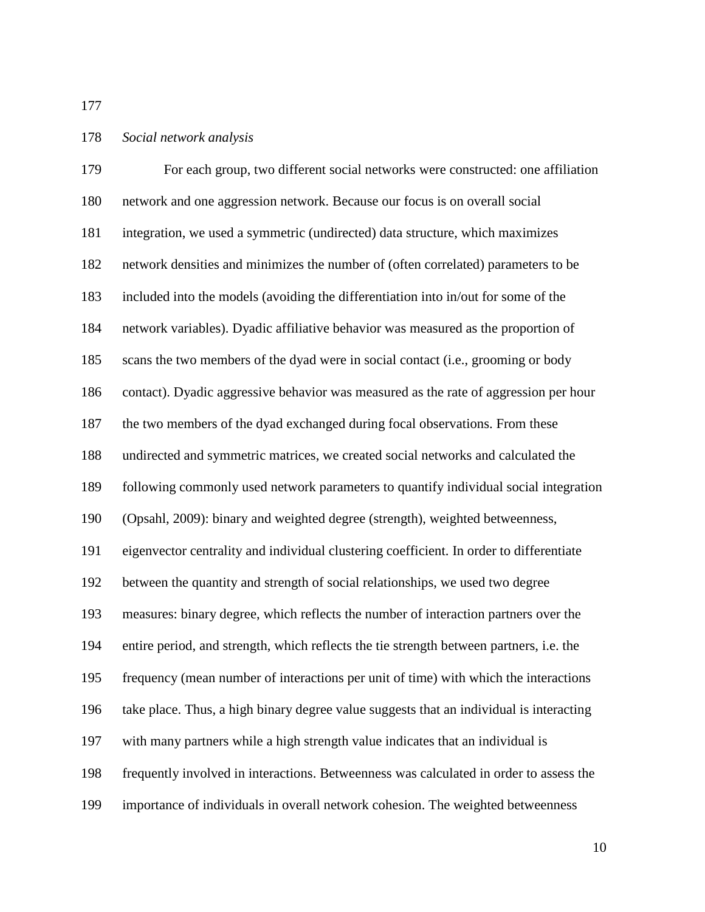*Social network analysis*

For each group, two different social networks were constructed: one affiliation network and one aggression network. Because our focus is on overall social integration, we used a symmetric (undirected) data structure, which maximizes network densities and minimizes the number of (often correlated) parameters to be included into the models (avoiding the differentiation into in/out for some of the network variables). Dyadic affiliative behavior was measured as the proportion of scans the two members of the dyad were in social contact (i.e., grooming or body contact). Dyadic aggressive behavior was measured as the rate of aggression per hour the two members of the dyad exchanged during focal observations. From these undirected and symmetric matrices, we created social networks and calculated the following commonly used network parameters to quantify individual social integration (Opsahl, 2009): binary and weighted degree (strength), weighted betweenness, eigenvector centrality and individual clustering coefficient. In order to differentiate between the quantity and strength of social relationships, we used two degree measures: binary degree, which reflects the number of interaction partners over the entire period, and strength, which reflects the tie strength between partners, i.e. the frequency (mean number of interactions per unit of time) with which the interactions take place. Thus, a high binary degree value suggests that an individual is interacting with many partners while a high strength value indicates that an individual is frequently involved in interactions. Betweenness was calculated in order to assess the importance of individuals in overall network cohesion. The weighted betweenness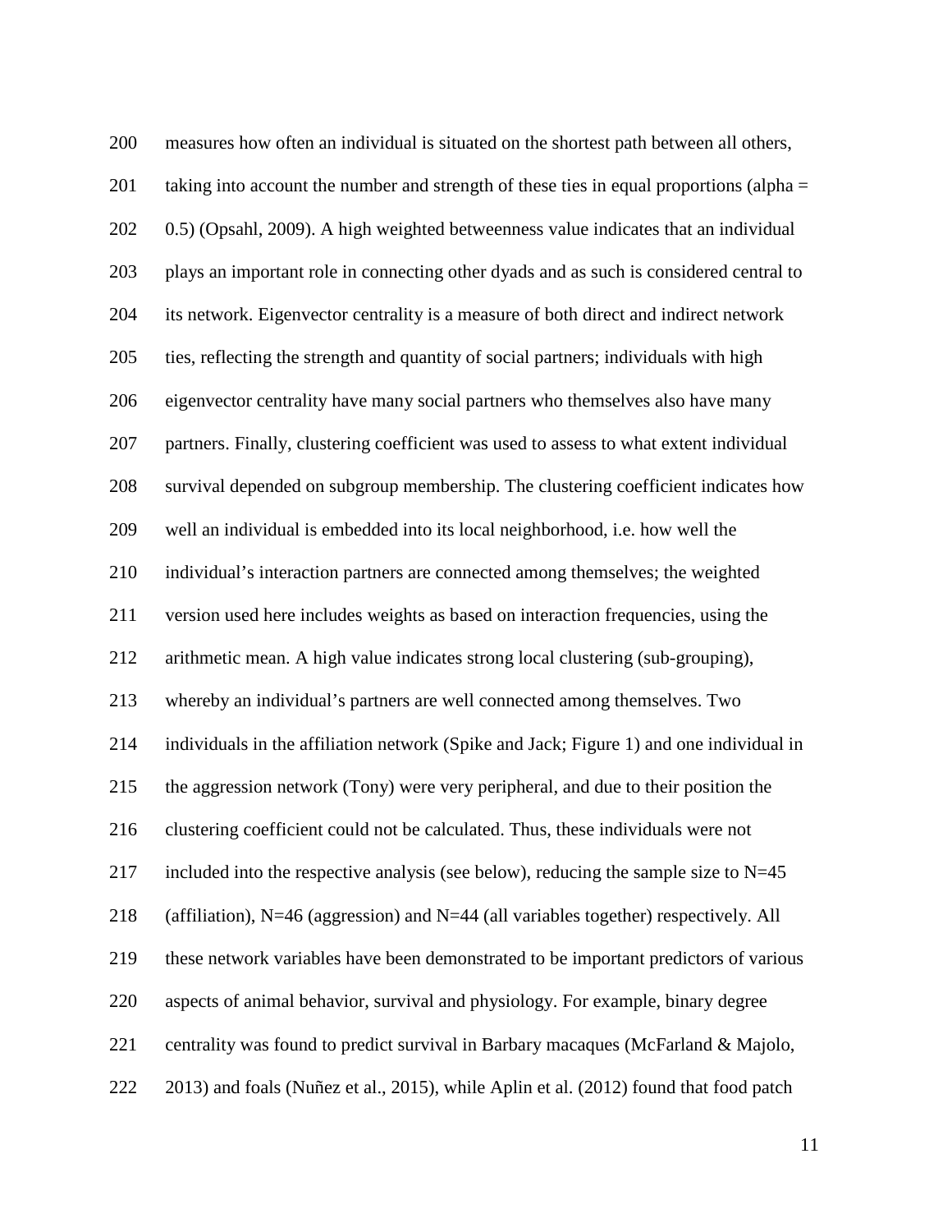measures how often an individual is situated on the shortest path between all others, taking into account the number and strength of these ties in equal proportions (alpha = 0.5) (Opsahl, 2009). A high weighted betweenness value indicates that an individual plays an important role in connecting other dyads and as such is considered central to its network. Eigenvector centrality is a measure of both direct and indirect network ties, reflecting the strength and quantity of social partners; individuals with high eigenvector centrality have many social partners who themselves also have many partners. Finally, clustering coefficient was used to assess to what extent individual survival depended on subgroup membership. The clustering coefficient indicates how well an individual is embedded into its local neighborhood, i.e. how well the individual's interaction partners are connected among themselves; the weighted version used here includes weights as based on interaction frequencies, using the arithmetic mean. A high value indicates strong local clustering (sub-grouping), whereby an individual's partners are well connected among themselves. Two individuals in the affiliation network (Spike and Jack; Figure 1) and one individual in the aggression network (Tony) were very peripheral, and due to their position the clustering coefficient could not be calculated. Thus, these individuals were not included into the respective analysis (see below), reducing the sample size to N=45 (affiliation), N=46 (aggression) and N=44 (all variables together) respectively. All these network variables have been demonstrated to be important predictors of various aspects of animal behavior, survival and physiology. For example, binary degree centrality was found to predict survival in Barbary macaques (McFarland & Majolo, 2013) and foals (Nuñez et al., 2015), while Aplin et al. (2012) found that food patch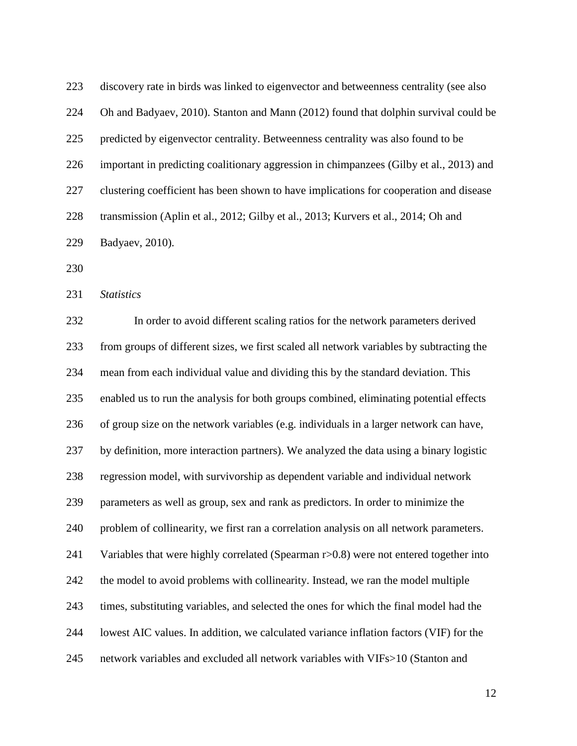discovery rate in birds was linked to eigenvector and betweenness centrality (see also Oh and Badyaev, 2010). Stanton and Mann (2012) found that dolphin survival could be predicted by eigenvector centrality. Betweenness centrality was also found to be important in predicting coalitionary aggression in chimpanzees (Gilby et al., 2013) and clustering coefficient has been shown to have implications for cooperation and disease transmission (Aplin et al., 2012; Gilby et al., 2013; Kurvers et al., 2014; Oh and Badyaev, 2010).

*Statistics*

In order to avoid different scaling ratios for the network parameters derived from groups of different sizes, we first scaled all network variables by subtracting the mean from each individual value and dividing this by the standard deviation. This enabled us to run the analysis for both groups combined, eliminating potential effects of group size on the network variables (e.g. individuals in a larger network can have, by definition, more interaction partners). We analyzed the data using a binary logistic regression model, with survivorship as dependent variable and individual network parameters as well as group, sex and rank as predictors. In order to minimize the problem of collinearity, we first ran a correlation analysis on all network parameters. Variables that were highly correlated (Spearman $r>0.8$) were not entered together into the model to avoid problems with collinearity. Instead, we ran the model multiple times, substituting variables, and selected the ones for which the final model had the lowest AIC values. In addition, we calculated variance inflation factors (VIF) for the network variables and excluded all network variables with VIFs>10 (Stanton and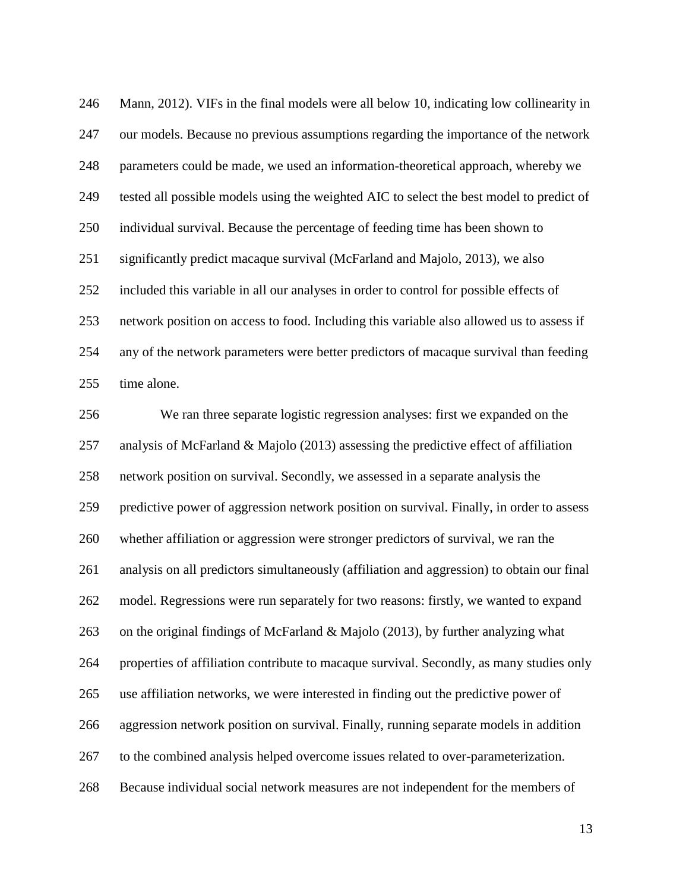Mann, 2012). VIFs in the final models were all below 10, indicating low collinearity in our models. Because no previous assumptions regarding the importance of the network parameters could be made, we used an information-theoretical approach, whereby we tested all possible models using the weighted AIC to select the best model to predict of individual survival. Because the percentage of feeding time has been shown to significantly predict macaque survival (McFarland and Majolo, 2013), we also included this variable in all our analyses in order to control for possible effects of network position on access to food. Including this variable also allowed us to assess if any of the network parameters were better predictors of macaque survival than feeding time alone.

We ran three separate logistic regression analyses: first we expanded on the analysis of McFarland & Majolo (2013) assessing the predictive effect of affiliation network position on survival. Secondly, we assessed in a separate analysis the predictive power of aggression network position on survival. Finally, in order to assess whether affiliation or aggression were stronger predictors of survival, we ran the analysis on all predictors simultaneously (affiliation and aggression) to obtain our final model. Regressions were run separately for two reasons: firstly, we wanted to expand on the original findings of McFarland & Majolo (2013), by further analyzing what properties of affiliation contribute to macaque survival. Secondly, as many studies only use affiliation networks, we were interested in finding out the predictive power of aggression network position on survival. Finally, running separate models in addition to the combined analysis helped overcome issues related to over-parameterization. Because individual social network measures are not independent for the members of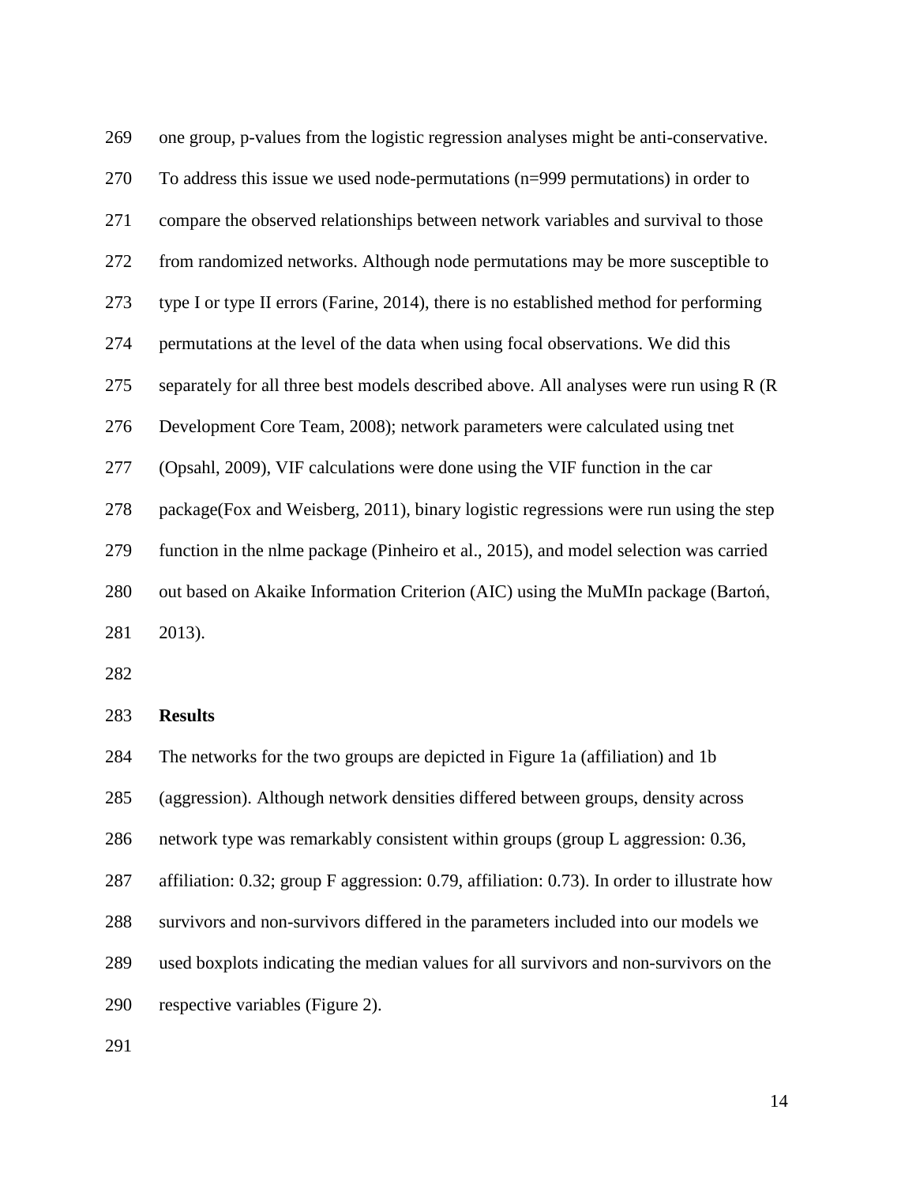one group, p-values from the logistic regression analyses might be anti-conservative. To address this issue we used node-permutations (n=999 permutations) in order to compare the observed relationships between network variables and survival to those from randomized networks. Although node permutations may be more susceptible to type I or type II errors (Farine, 2014), there is no established method for performing permutations at the level of the data when using focal observations. We did this separately for all three best models described above. All analyses were run using R (R Development Core Team, 2008); network parameters were calculated using tnet (Opsahl, 2009), VIF calculations were done using the VIF function in the car package(Fox and Weisberg, 2011), binary logistic regressions were run using the step function in the nlme package (Pinheiro et al., 2015), and model selection was carried out based on Akaike Information Criterion (AIC) using the MuMIn package (Bartoń, 2013).

## Results

The networks for the two groups are depicted in Figure 1a (affiliation) and 1b (aggression). Although network densities differed between groups, density across network type was remarkably consistent within groups (group L aggression: 0.36, affiliation: 0.32; group F aggression: 0.79, affiliation: 0.73). In order to illustrate how survivors and non-survivors differed in the parameters included into our models we used boxplots indicating the median values for all survivors and non-survivors on the respective variables (Figure 2).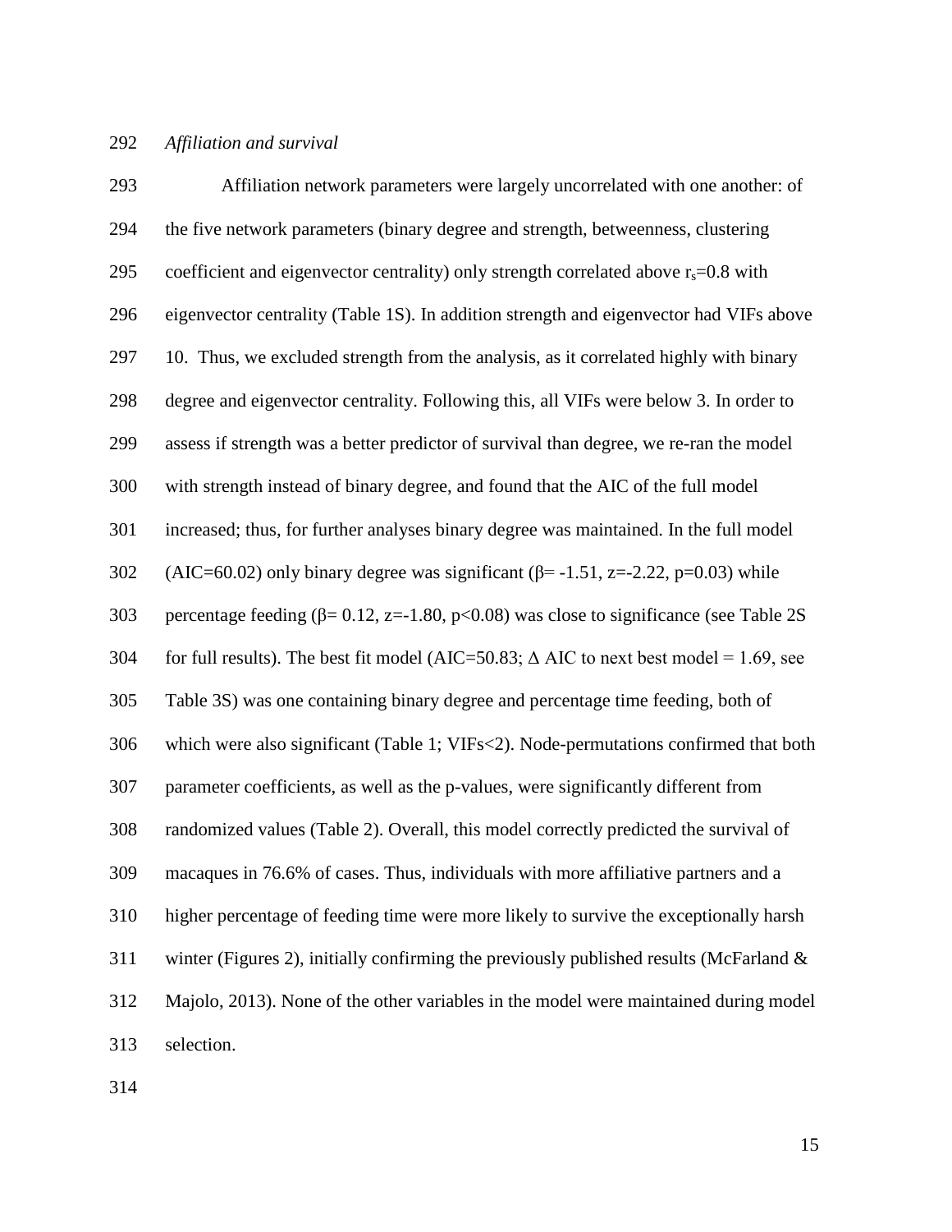*Affiliation and survival*

Affiliation network parameters were largely uncorrelated with one another: of the five network parameters (binary degree and strength, betweenness, clustering coefficient and eigenvector centrality) only strength correlated above $r_s$=0.8 with eigenvector centrality (Table 1S). In addition strength and eigenvector had VIFs above 10. Thus, we excluded strength from the analysis, as it correlated highly with binary degree and eigenvector centrality. Following this, all VIFs were below 3. In order to assess if strength was a better predictor of survival than degree, we re-ran the model with strength instead of binary degree, and found that the AIC of the full model increased; thus, for further analyses binary degree was maintained. In the full model (AIC=60.02) only binary degree was significant ($\beta$= -1.51, z=-2.22, p=0.03) while percentage feeding ($\beta$= 0.12, z=-1.80, p<0.08) was close to significance (see Table 2S for full results). The best fit model (AIC=50.83; $\Delta$ AIC to next best model = 1.69, see Table 3S) was one containing binary degree and percentage time feeding, both of which were also significant (Table 1; VIFs<2). Node-permutations confirmed that both parameter coefficients, as well as the p-values, were significantly different from randomized values (Table 2). Overall, this model correctly predicted the survival of macaques in 76.6% of cases. Thus, individuals with more affiliative partners and a higher percentage of feeding time were more likely to survive the exceptionally harsh winter (Figures 2), initially confirming the previously published results (McFarland & Majolo, 2013). None of the other variables in the model were maintained during model selection.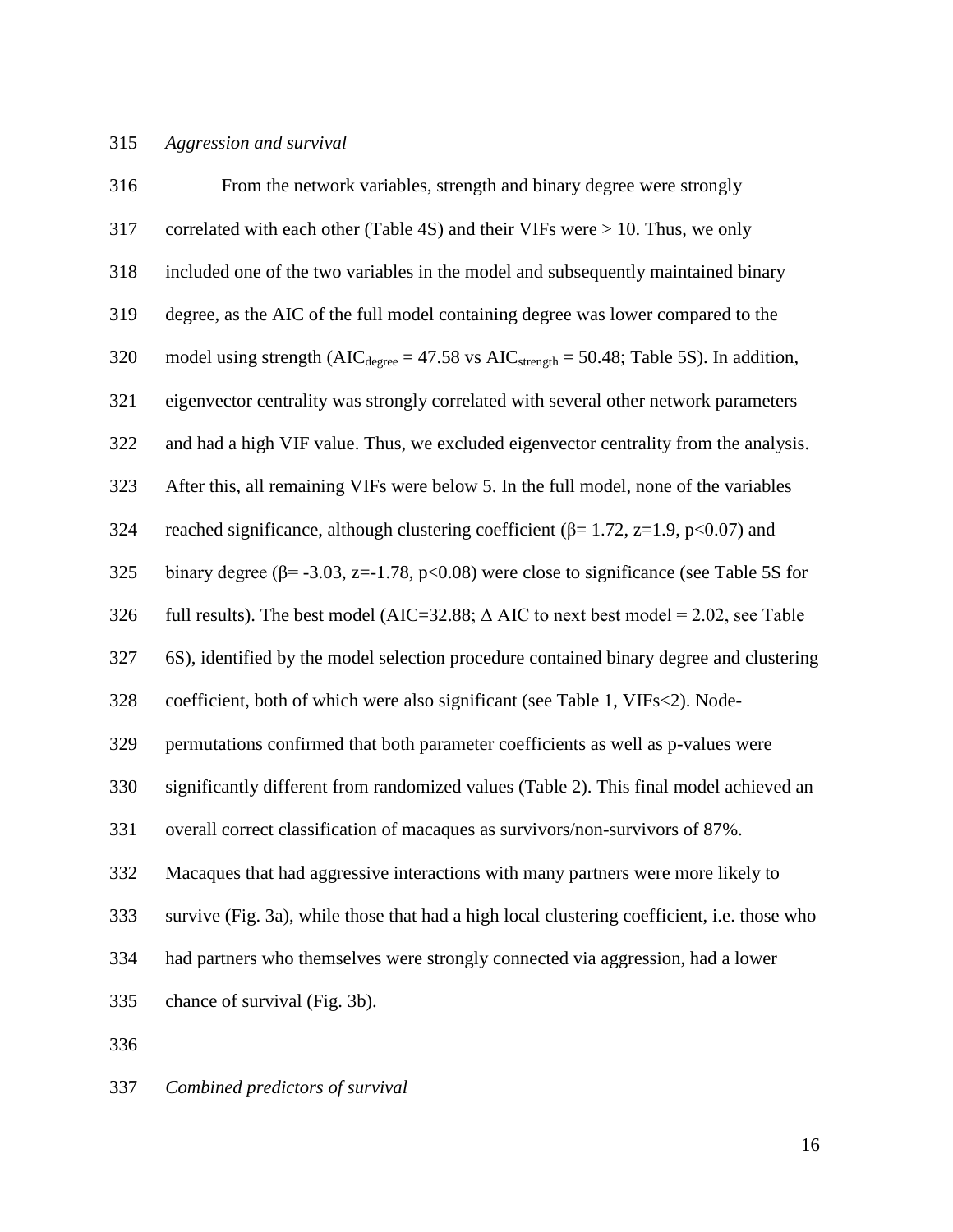*Aggression and survival*

From the network variables, strength and binary degree were strongly correlated with each other (Table 4S) and their VIFs were > 10. Thus, we only included one of the two variables in the model and subsequently maintained binary degree, as the AIC of the full model containing degree was lower compared to the model using strength ($AIC_{degree} = 47.58$ vs $AIC_{strength} = 50.48$; Table 5S). In addition, eigenvector centrality was strongly correlated with several other network parameters and had a high VIF value. Thus, we excluded eigenvector centrality from the analysis. After this, all remaining VIFs were below 5. In the full model, none of the variables reached significance, although clustering coefficient ($\beta = 1.72$, $z=1.9$, $p<0.07$) and binary degree ($\beta = -3.03$, $z=-1.78$, $p<0.08$) were close to significance (see Table 5S for full results). The best model ($AIC=32.88$; $\Delta$ AIC to next best model = 2.02, see Table 6S), identified by the model selection procedure contained binary degree and clustering coefficient, both of which were also significant (see Table 1, VIFs<2). Node-permutations confirmed that both parameter coefficients as well as p-values were significantly different from randomized values (Table 2). This final model achieved an overall correct classification of macaques as survivors/non-survivors of 87%. Macaques that had aggressive interactions with many partners were more likely to survive (Fig. 3a), while those that had a high local clustering coefficient, i.e. those who had partners who themselves were strongly connected via aggression, had a lower chance of survival (Fig. 3b).

*Combined predictors of survival*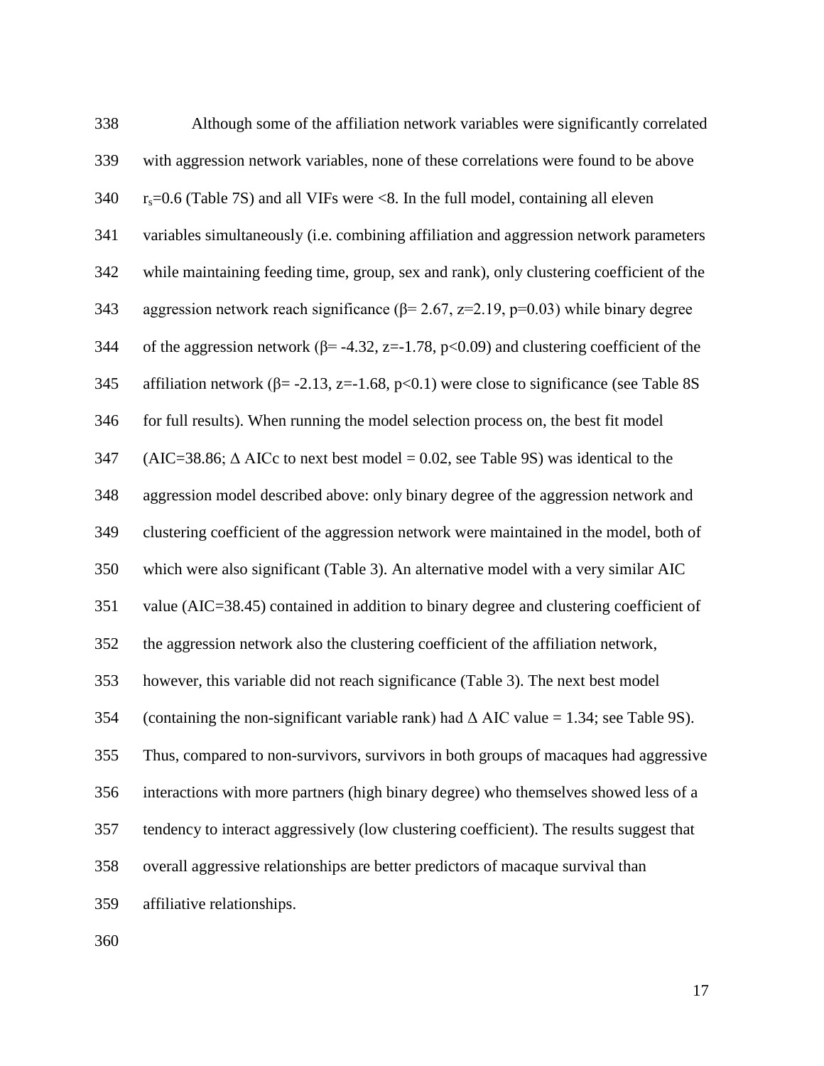Although some of the affiliation network variables were significantly correlated with aggression network variables, none of these correlations were found to be above $r_s$=0.6 (Table 7S) and all VIFs were <8. In the full model, containing all eleven variables simultaneously (i.e. combining affiliation and aggression network parameters while maintaining feeding time, group, sex and rank), only clustering coefficient of the aggression network reach significance ($\beta$= 2.67, z=2.19, p=0.03) while binary degree of the aggression network ($\beta$= -4.32, z=-1.78, p<0.09) and clustering coefficient of the affiliation network ($\beta$= -2.13, z=-1.68, p<0.1) were close to significance (see Table 8S for full results). When running the model selection process on, the best fit model (AIC=38.86; $\Delta$ AICc to next best model = 0.02, see Table 9S) was identical to the aggression model described above: only binary degree of the aggression network and clustering coefficient of the aggression network were maintained in the model, both of which were also significant (Table 3). An alternative model with a very similar AIC value (AIC=38.45) contained in addition to binary degree and clustering coefficient of the aggression network also the clustering coefficient of the affiliation network, however, this variable did not reach significance (Table 3). The next best model (containing the non-significant variable rank) had $\Delta$ AIC value = 1.34; see Table 9S). Thus, compared to non-survivors, survivors in both groups of macaques had aggressive interactions with more partners (high binary degree) who themselves showed less of a tendency to interact aggressively (low clustering coefficient). The results suggest that overall aggressive relationships are better predictors of macaque survival than affiliative relationships.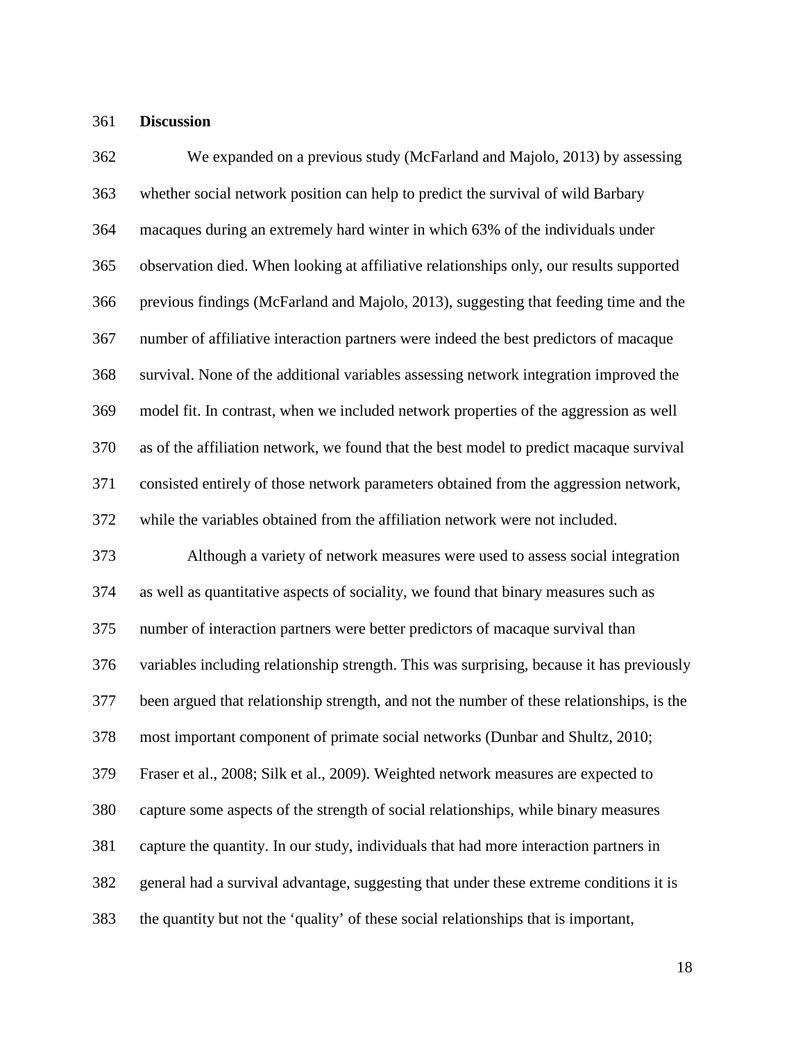## Discussion

We expanded on a previous study (McFarland and Majolo, 2013) by assessing whether social network position can help to predict the survival of wild Barbary macaques during an extremely hard winter in which 63% of the individuals under observation died. When looking at affiliative relationships only, our results supported previous findings (McFarland and Majolo, 2013), suggesting that feeding time and the number of affiliative interaction partners were indeed the best predictors of macaque survival. None of the additional variables assessing network integration improved the model fit. In contrast, when we included network properties of the aggression as well as of the affiliation network, we found that the best model to predict macaque survival consisted entirely of those network parameters obtained from the aggression network, while the variables obtained from the affiliation network were not included.

Although a variety of network measures were used to assess social integration as well as quantitative aspects of sociality, we found that binary measures such as number of interaction partners were better predictors of macaque survival than variables including relationship strength. This was surprising, because it has previously been argued that relationship strength, and not the number of these relationships, is the most important component of primate social networks (Dunbar and Shultz, 2010; Fraser et al., 2008; Silk et al., 2009). Weighted network measures are expected to capture some aspects of the strength of social relationships, while binary measures capture the quantity. In our study, individuals that had more interaction partners in general had a survival advantage, suggesting that under these extreme conditions it is the quantity but not the 'quality' of these social relationships that is important,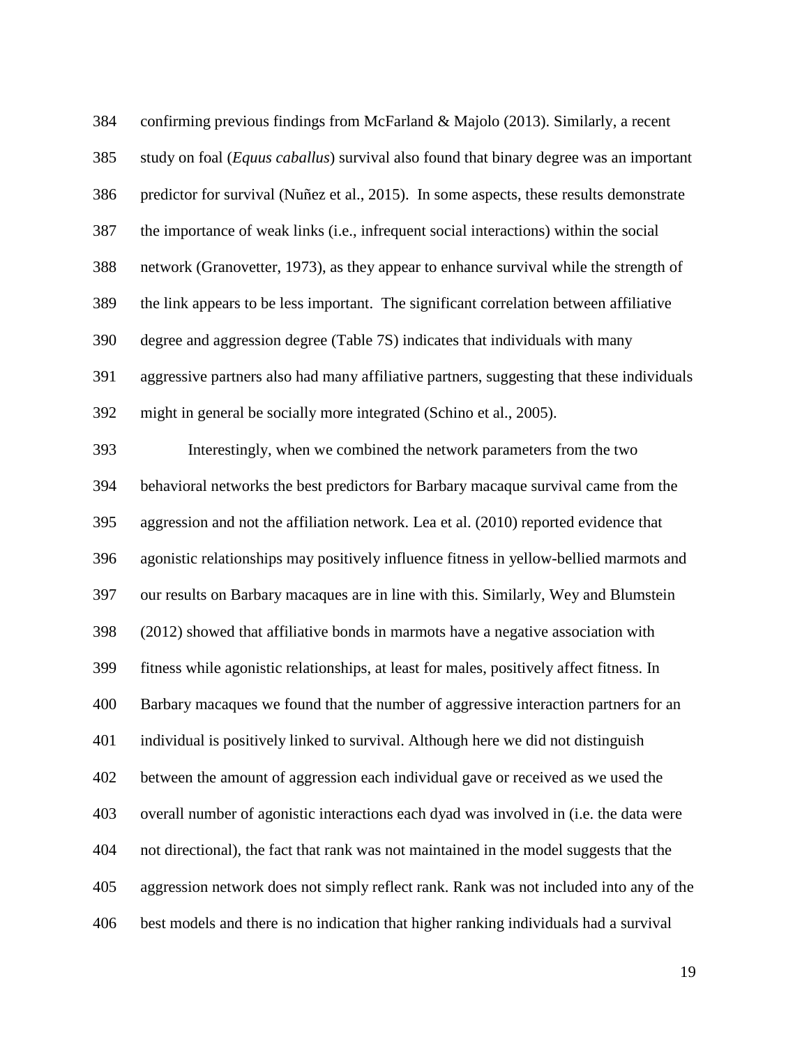confirming previous findings from McFarland & Majolo (2013). Similarly, a recent study on foal (*Equus caballus*) survival also found that binary degree was an important predictor for survival (Nuñez et al., 2015). In some aspects, these results demonstrate the importance of weak links (i.e., infrequent social interactions) within the social network (Granovetter, 1973), as they appear to enhance survival while the strength of the link appears to be less important. The significant correlation between affiliative degree and aggression degree (Table 7S) indicates that individuals with many aggressive partners also had many affiliative partners, suggesting that these individuals might in general be socially more integrated (Schino et al., 2005).

Interestingly, when we combined the network parameters from the two behavioral networks the best predictors for Barbary macaque survival came from the aggression and not the affiliation network. Lea et al. (2010) reported evidence that agonistic relationships may positively influence fitness in yellow-bellied marmots and our results on Barbary macaques are in line with this. Similarly, Wey and Blumstein (2012) showed that affiliative bonds in marmots have a negative association with fitness while agonistic relationships, at least for males, positively affect fitness. In Barbary macaques we found that the number of aggressive interaction partners for an individual is positively linked to survival. Although here we did not distinguish between the amount of aggression each individual gave or received as we used the overall number of agonistic interactions each dyad was involved in (i.e. the data were not directional), the fact that rank was not maintained in the model suggests that the aggression network does not simply reflect rank. Rank was not included into any of the best models and there is no indication that higher ranking individuals had a survival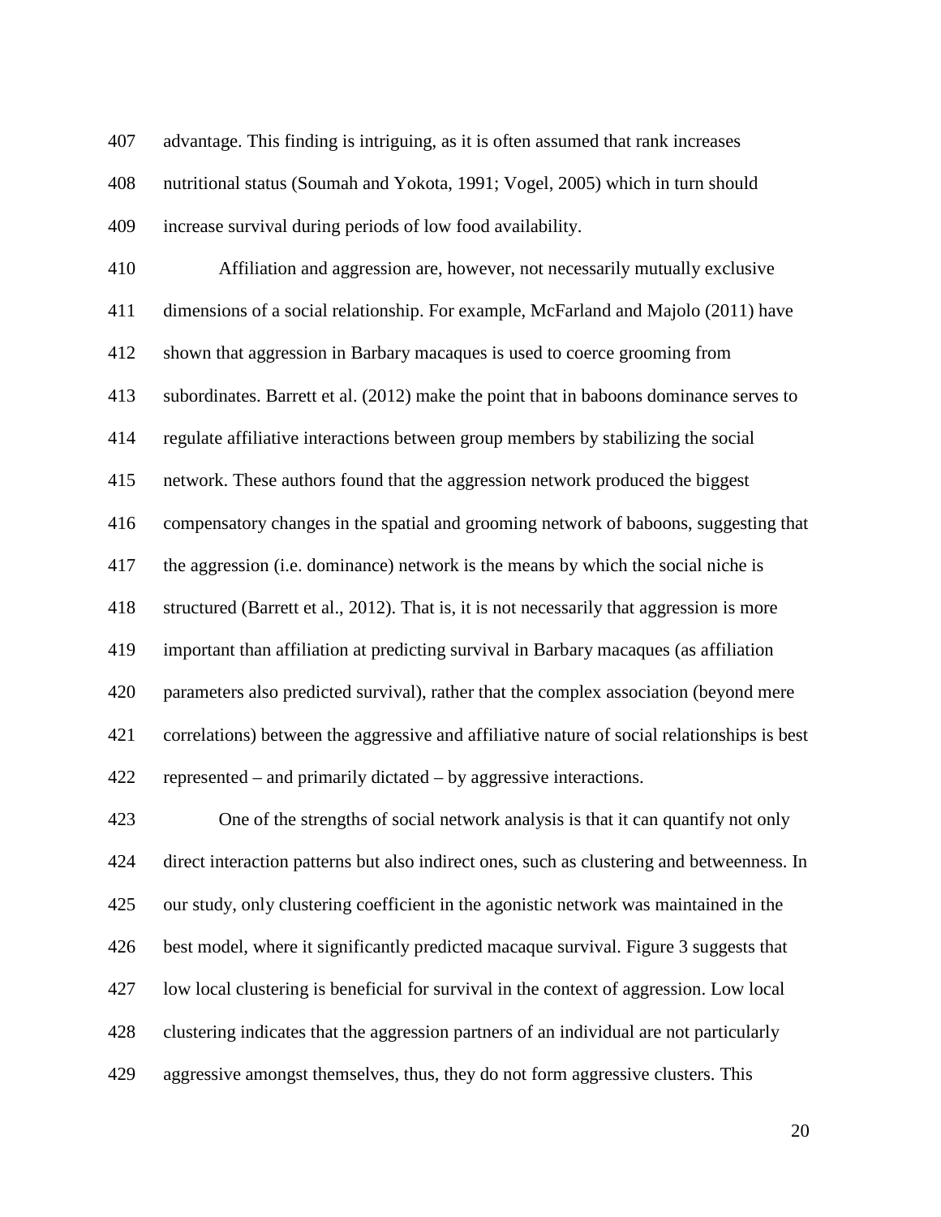advantage. This finding is intriguing, as it is often assumed that rank increases nutritional status (Soumah and Yokota, 1991; Vogel, 2005) which in turn should increase survival during periods of low food availability.

Affiliation and aggression are, however, not necessarily mutually exclusive dimensions of a social relationship. For example, McFarland and Majolo (2011) have shown that aggression in Barbary macaques is used to coerce grooming from subordinates. Barrett et al. (2012) make the point that in baboons dominance serves to regulate affiliative interactions between group members by stabilizing the social network. These authors found that the aggression network produced the biggest compensatory changes in the spatial and grooming network of baboons, suggesting that the aggression (i.e. dominance) network is the means by which the social niche is structured (Barrett et al., 2012). That is, it is not necessarily that aggression is more important than affiliation at predicting survival in Barbary macaques (as affiliation parameters also predicted survival), rather that the complex association (beyond mere correlations) between the aggressive and affiliative nature of social relationships is best represented – and primarily dictated – by aggressive interactions.

One of the strengths of social network analysis is that it can quantify not only direct interaction patterns but also indirect ones, such as clustering and betweenness. In our study, only clustering coefficient in the agonistic network was maintained in the best model, where it significantly predicted macaque survival. Figure 3 suggests that low local clustering is beneficial for survival in the context of aggression. Low local clustering indicates that the aggression partners of an individual are not particularly aggressive amongst themselves, thus, they do not form aggressive clusters. This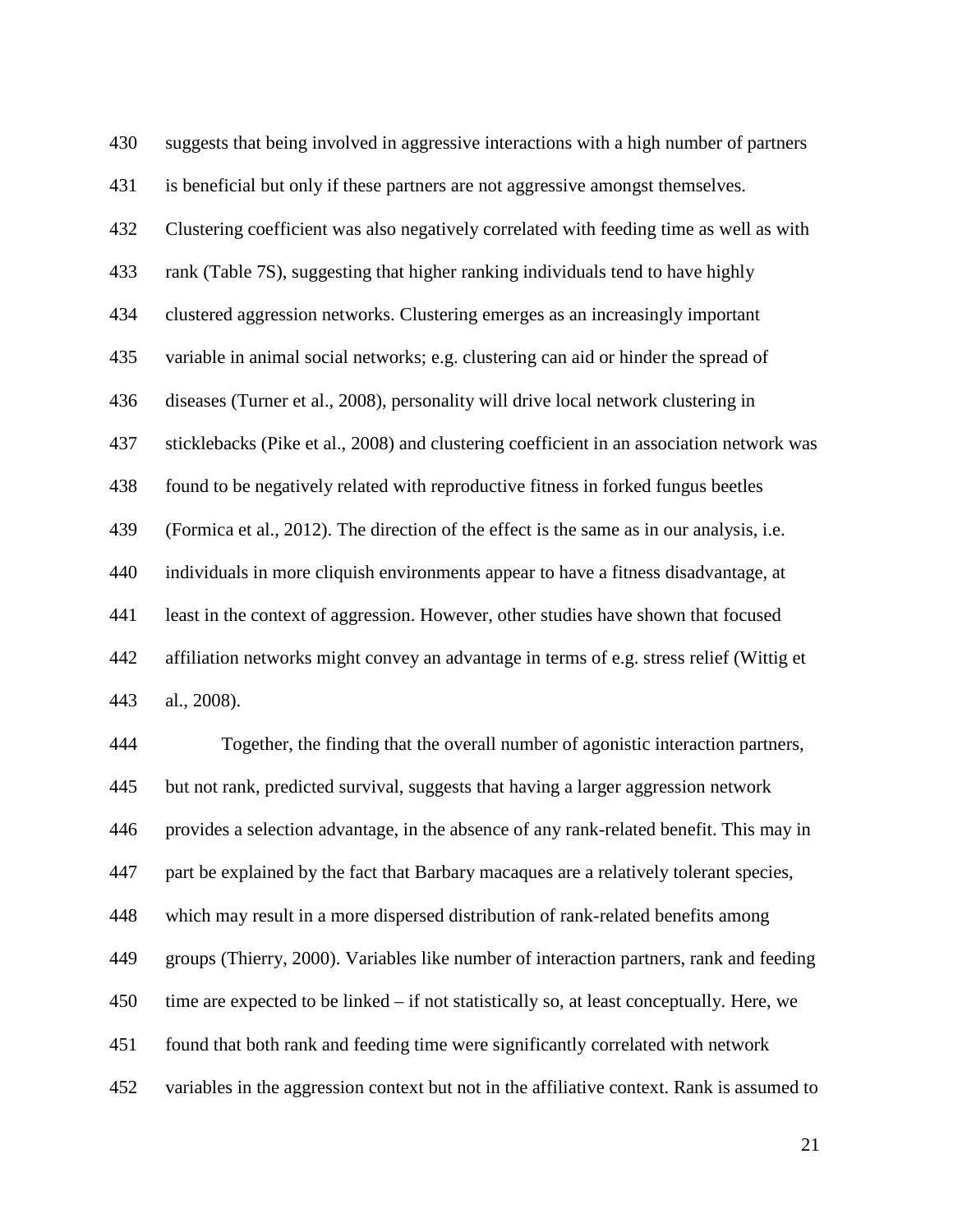suggests that being involved in aggressive interactions with a high number of partners is beneficial but only if these partners are not aggressive amongst themselves. Clustering coefficient was also negatively correlated with feeding time as well as with rank (Table 7S), suggesting that higher ranking individuals tend to have highly clustered aggression networks. Clustering emerges as an increasingly important variable in animal social networks; e.g. clustering can aid or hinder the spread of diseases (Turner et al., 2008), personality will drive local network clustering in sticklebacks (Pike et al., 2008) and clustering coefficient in an association network was found to be negatively related with reproductive fitness in forked fungus beetles (Formica et al., 2012). The direction of the effect is the same as in our analysis, i.e. individuals in more cliquish environments appear to have a fitness disadvantage, at least in the context of aggression. However, other studies have shown that focused affiliation networks might convey an advantage in terms of e.g. stress relief (Wittig et al., 2008).

Together, the finding that the overall number of agonistic interaction partners, but not rank, predicted survival, suggests that having a larger aggression network provides a selection advantage, in the absence of any rank-related benefit. This may in part be explained by the fact that Barbary macaques are a relatively tolerant species, which may result in a more dispersed distribution of rank-related benefits among groups (Thierry, 2000). Variables like number of interaction partners, rank and feeding time are expected to be linked – if not statistically so, at least conceptually. Here, we found that both rank and feeding time were significantly correlated with network variables in the aggression context but not in the affiliative context. Rank is assumed to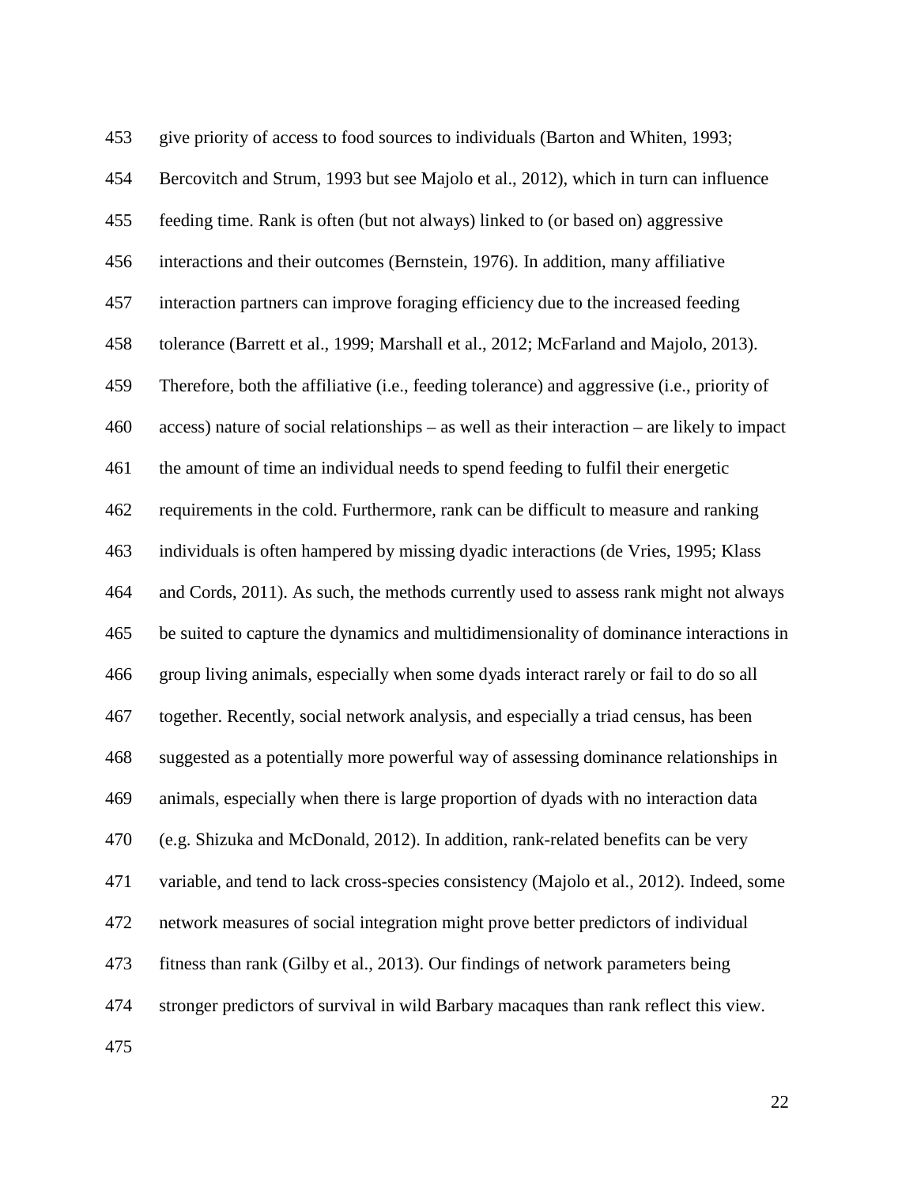give priority of access to food sources to individuals (Barton and Whiten, 1993; Bercovitch and Strum, 1993 but see Majolo et al., 2012), which in turn can influence feeding time. Rank is often (but not always) linked to (or based on) aggressive interactions and their outcomes (Bernstein, 1976). In addition, many affiliative interaction partners can improve foraging efficiency due to the increased feeding tolerance (Barrett et al., 1999; Marshall et al., 2012; McFarland and Majolo, 2013). Therefore, both the affiliative (i.e., feeding tolerance) and aggressive (i.e., priority of access) nature of social relationships – as well as their interaction – are likely to impact the amount of time an individual needs to spend feeding to fulfil their energetic requirements in the cold. Furthermore, rank can be difficult to measure and ranking individuals is often hampered by missing dyadic interactions (de Vries, 1995; Klass and Cords, 2011). As such, the methods currently used to assess rank might not always be suited to capture the dynamics and multidimensionality of dominance interactions in group living animals, especially when some dyads interact rarely or fail to do so all together. Recently, social network analysis, and especially a triad census, has been suggested as a potentially more powerful way of assessing dominance relationships in animals, especially when there is large proportion of dyads with no interaction data (e.g. Shizuka and McDonald, 2012). In addition, rank-related benefits can be very variable, and tend to lack cross-species consistency (Majolo et al., 2012). Indeed, some network measures of social integration might prove better predictors of individual fitness than rank (Gilby et al., 2013). Our findings of network parameters being stronger predictors of survival in wild Barbary macaques than rank reflect this view.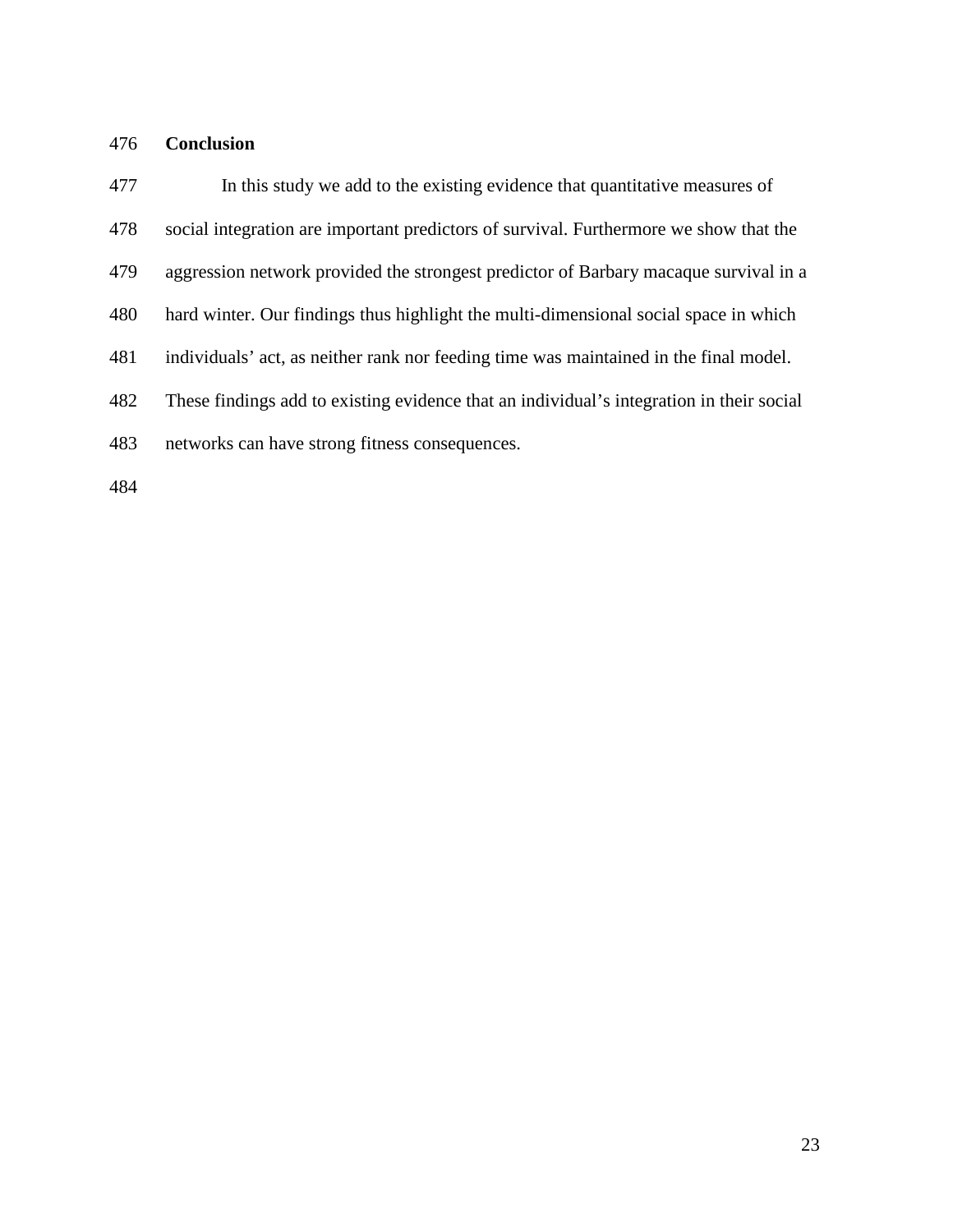## Conclusion

In this study we add to the existing evidence that quantitative measures of social integration are important predictors of survival. Furthermore we show that the aggression network provided the strongest predictor of Barbary macaque survival in a hard winter. Our findings thus highlight the multi-dimensional social space in which individuals' act, as neither rank nor feeding time was maintained in the final model. These findings add to existing evidence that an individual's integration in their social networks can have strong fitness consequences.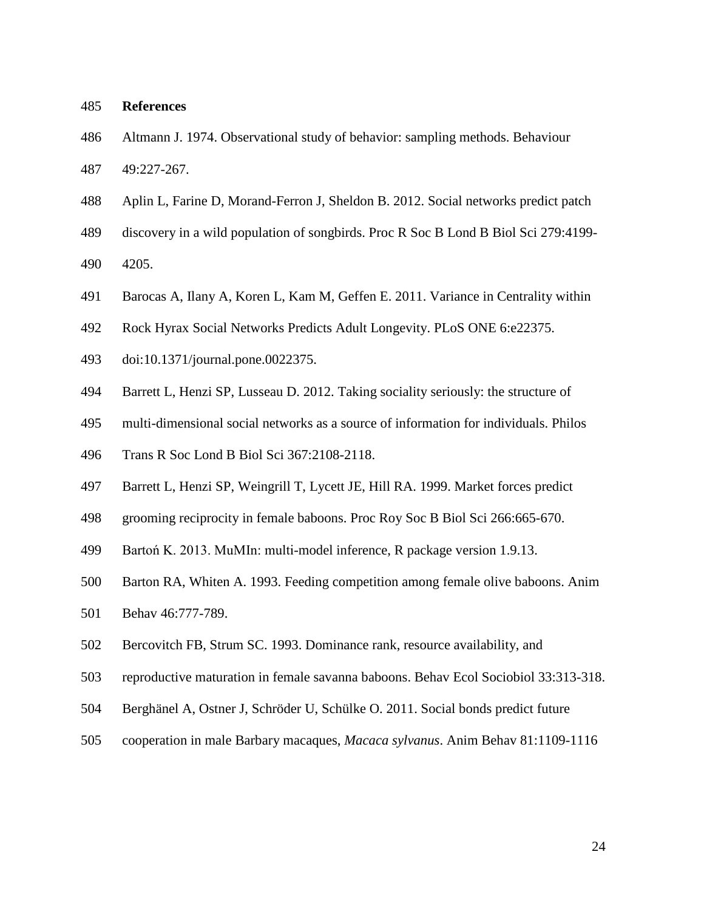## References

Altmann J. 1974. Observational study of behavior: sampling methods. Behaviour 49:227-267.

Aplin L, Farine D, Morand-Ferron J, Sheldon B. 2012. Social networks predict patch discovery in a wild population of songbirds. Proc R Soc B Lond B Biol Sci 279:4199-4205.

Barocas A, Ilany A, Koren L, Kam M, Geffen E. 2011. Variance in Centrality within Rock Hyrax Social Networks Predicts Adult Longevity. PLoS ONE 6:e22375. doi:10.1371/journal.pone.0022375.

Barrett L, Henzi SP, Lusseau D. 2012. Taking sociality seriously: the structure of multi-dimensional social networks as a source of information for individuals. Philos Trans R Soc Lond B Biol Sci 367:2108-2118.

Barrett L, Henzi SP, Weingrill T, Lycett JE, Hill RA. 1999. Market forces predict grooming reciprocity in female baboons. Proc Roy Soc B Biol Sci 266:665-670.

Bartoń K. 2013. MuMIn: multi-model inference, R package version 1.9.13.

Barton RA, Whiten A. 1993. Feeding competition among female olive baboons. Anim Behav 46:777-789.

Bercovitch FB, Strum SC. 1993. Dominance rank, resource availability, and reproductive maturation in female savanna baboons. Behav Ecol Sociobiol 33:313-318.

Berghänel A, Ostner J, Schröder U, Schülke O. 2011. Social bonds predict future cooperation in male Barbary macaques, *Macaca sylvanus*. Anim Behav 81:1109-1116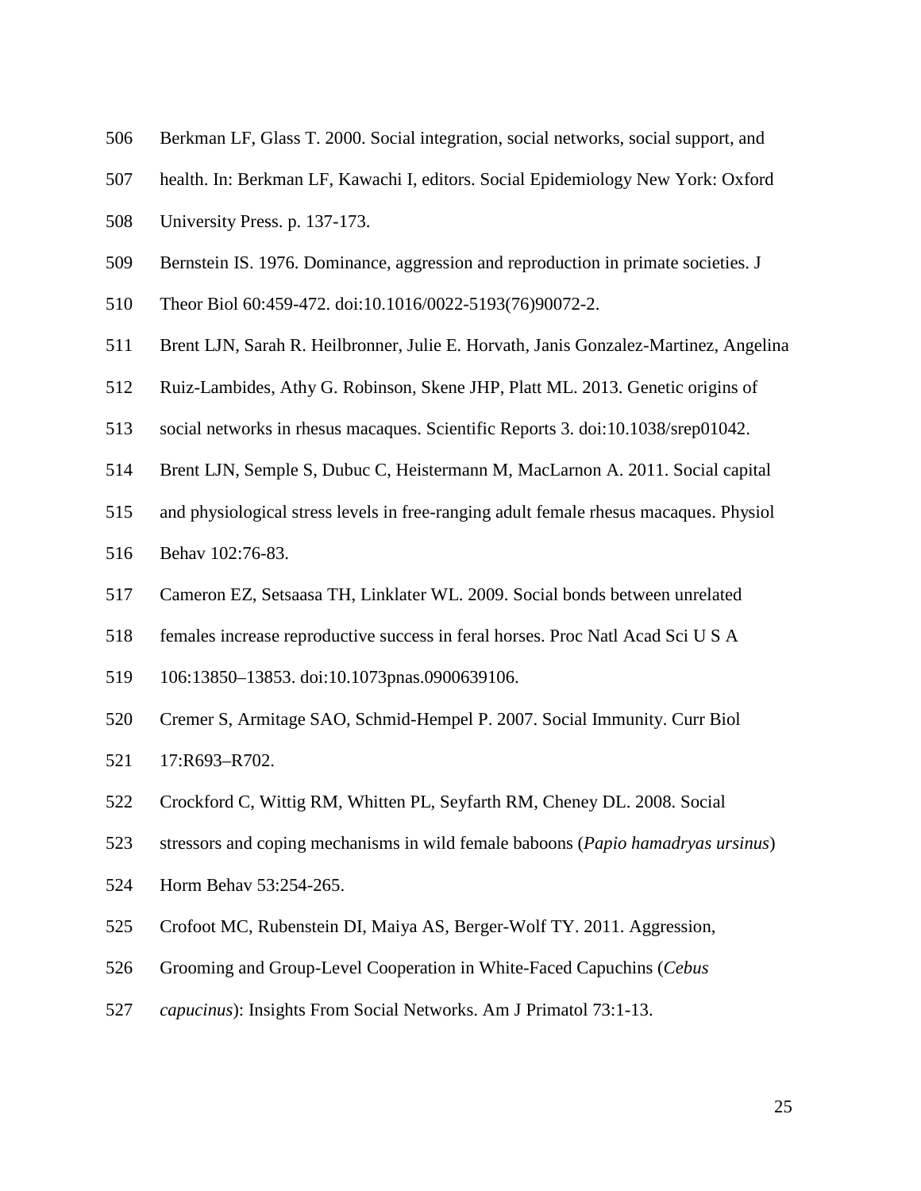Berkman LF, Glass T. 2000. Social integration, social networks, social support, and health. In: Berkman LF, Kawachi I, editors. Social Epidemiology New York: Oxford University Press. p. 137-173.

Bernstein IS. 1976. Dominance, aggression and reproduction in primate societies. J Theor Biol 60:459-472. doi:10.1016/0022-5193(76)90072-2.

Brent LJN, Sarah R. Heilbronner, Julie E. Horvath, Janis Gonzalez-Martinez, Angelina Ruiz-Lambides, Athy G. Robinson, Skene JHP, Platt ML. 2013. Genetic origins of social networks in rhesus macaques. Scientific Reports 3. doi:10.1038/srep01042.

Brent LJN, Semple S, Dubuc C, Heistermann M, MacLarnon A. 2011. Social capital and physiological stress levels in free-ranging adult female rhesus macaques. Physiol Behav 102:76-83.

Cameron EZ, Setsaasa TH, Linklater WL. 2009. Social bonds between unrelated females increase reproductive success in feral horses. Proc Natl Acad Sci U S A 106:13850–13853. doi:10.1073pnas.0900639106.

Cremer S, Armitage SAO, Schmid-Hempel P. 2007. Social Immunity. Curr Biol 17:R693–R702.

Crockford C, Wittig RM, Whitten PL, Seyfarth RM, Cheney DL. 2008. Social stressors and coping mechanisms in wild female baboons (*Papio hamadryas ursinus*) Horm Behav 53:254-265.

Crofoot MC, Rubenstein DI, Maiya AS, Berger-Wolf TY. 2011. Aggression, Grooming and Group-Level Cooperation in White-Faced Capuchins (*Cebus capucinus*): Insights From Social Networks. Am J Primatol 73:1-13.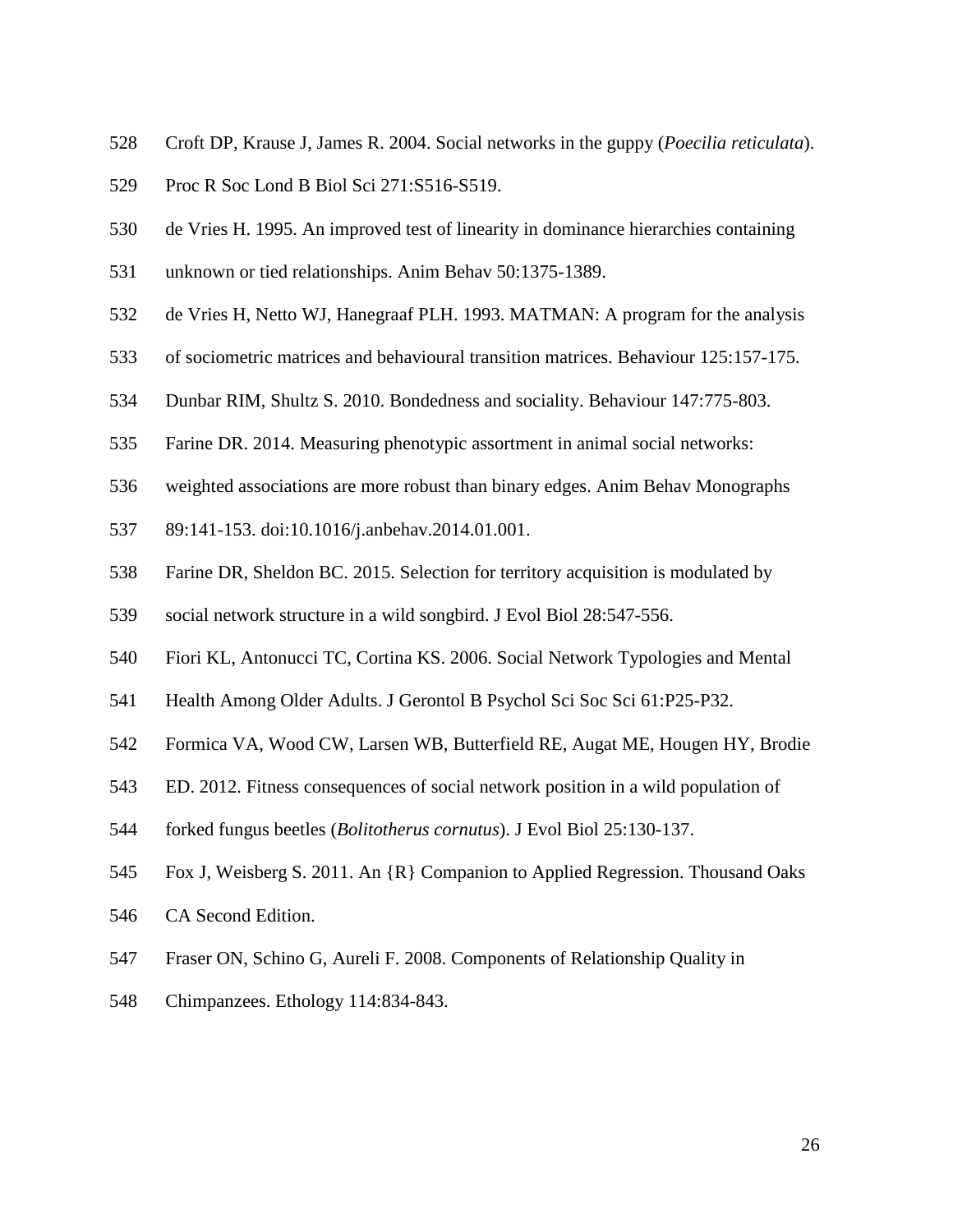Croft DP, Krause J, James R. 2004. Social networks in the guppy (*Poecilia reticulata*). Proc R Soc Lond B Biol Sci 271:S516-S519.

de Vries H. 1995. An improved test of linearity in dominance hierarchies containing unknown or tied relationships. Anim Behav 50:1375-1389.

de Vries H, Netto WJ, Hanegraaf PLH. 1993. MATMAN: A program for the analysis of sociometric matrices and behavioural transition matrices. Behaviour 125:157-175.

Dunbar RIM, Shultz S. 2010. Bondedness and sociality. Behaviour 147:775-803.

Farine DR. 2014. Measuring phenotypic assortment in animal social networks: weighted associations are more robust than binary edges. Anim Behav Monographs 89:141-153. doi:10.1016/j.anbehav.2014.01.001.

Farine DR, Sheldon BC. 2015. Selection for territory acquisition is modulated by social network structure in a wild songbird. J Evol Biol 28:547-556.

Fiori KL, Antonucci TC, Cortina KS. 2006. Social Network Typologies and Mental Health Among Older Adults. J Gerontol B Psychol Sci Soc Sci 61:P25-P32.

Formica VA, Wood CW, Larsen WB, Butterfield RE, Augat ME, Hougen HY, Brodie ED. 2012. Fitness consequences of social network position in a wild population of forked fungus beetles (*Bolitotherus cornutus*). J Evol Biol 25:130-137.

Fox J, Weisberg S. 2011. An {R} Companion to Applied Regression. Thousand Oaks CA Second Edition.

Fraser ON, Schino G, Aureli F. 2008. Components of Relationship Quality in Chimpanzees. Ethology 114:834-843.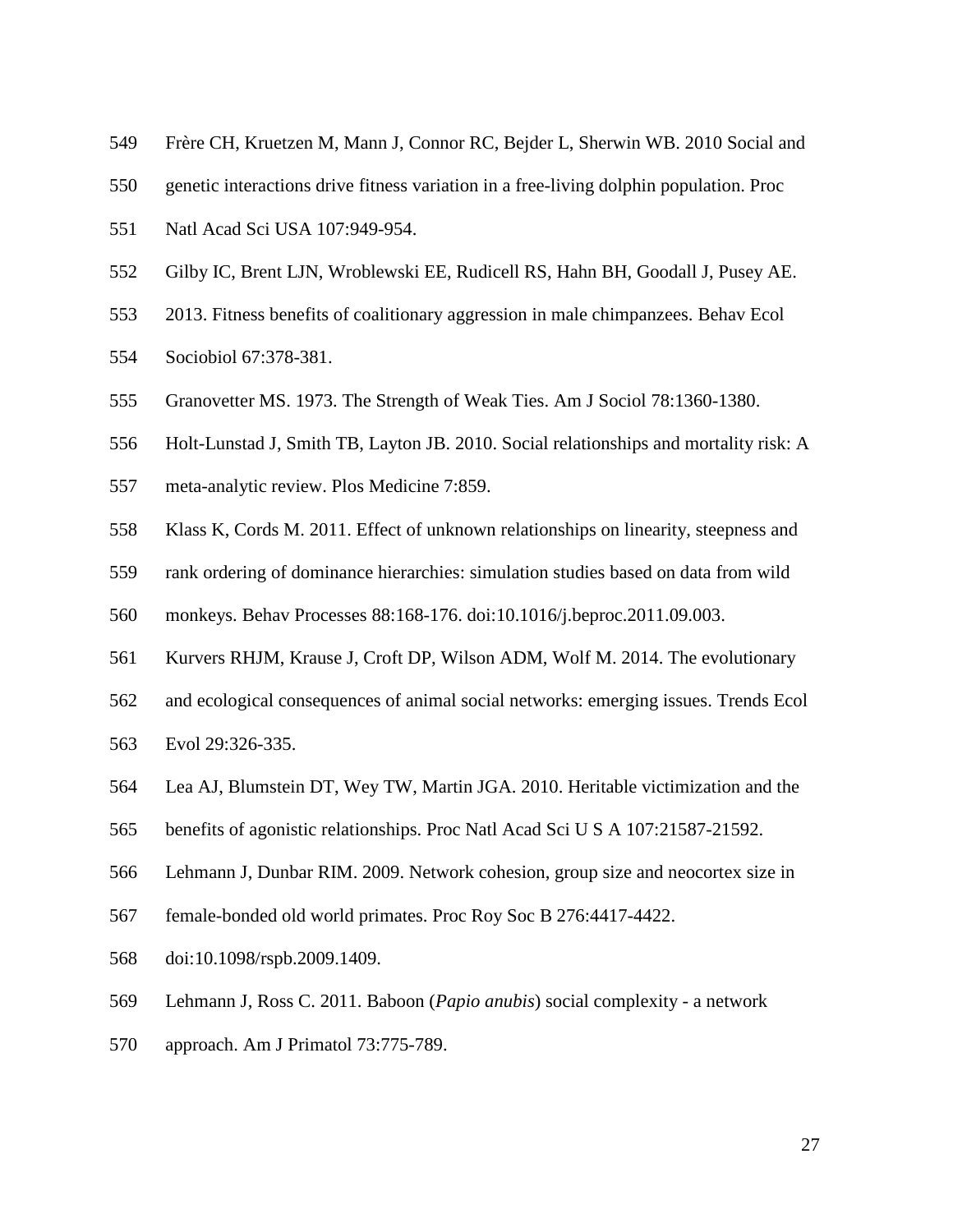Frère CH, Kruetzen M, Mann J, Connor RC, Bejder L, Sherwin WB. 2010 Social and genetic interactions drive fitness variation in a free-living dolphin population. Proc Natl Acad Sci USA 107:949-954.

Gilby IC, Brent LJN, Wroblewski EE, Rudicell RS, Hahn BH, Goodall J, Pusey AE. 2013. Fitness benefits of coalitionary aggression in male chimpanzees. Behav Ecol Sociobiol 67:378-381.

Granovetter MS. 1973. The Strength of Weak Ties. Am J Sociol 78:1360-1380.

Holt-Lunstad J, Smith TB, Layton JB. 2010. Social relationships and mortality risk: A meta-analytic review. Plos Medicine 7:859.

Klass K, Cords M. 2011. Effect of unknown relationships on linearity, steepness and rank ordering of dominance hierarchies: simulation studies based on data from wild monkeys. Behav Processes 88:168-176. doi:10.1016/j.beproc.2011.09.003.

Kurvers RHJM, Krause J, Croft DP, Wilson ADM, Wolf M. 2014. The evolutionary and ecological consequences of animal social networks: emerging issues. Trends Ecol Evol 29:326-335.

Lea AJ, Blumstein DT, Wey TW, Martin JGA. 2010. Heritable victimization and the benefits of agonistic relationships. Proc Natl Acad Sci U S A 107:21587-21592.

Lehmann J, Dunbar RIM. 2009. Network cohesion, group size and neocortex size in female-bonded old world primates. Proc Roy Soc B 276:4417-4422. doi:10.1098/rspb.2009.1409.

Lehmann J, Ross C. 2011. Baboon (*Papio anubis*) social complexity - a network approach. Am J Primatol 73:775-789.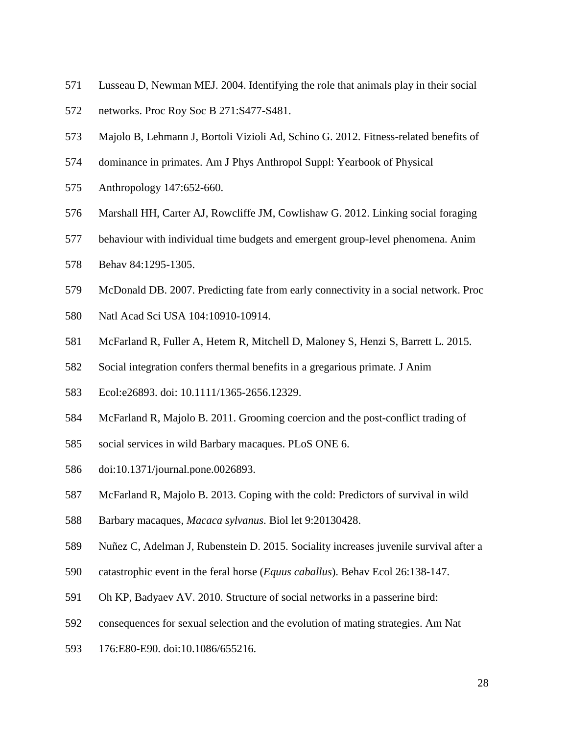Lusseau D, Newman MEJ. 2004. Identifying the role that animals play in their social networks. Proc Roy Soc B 271:S477-S481.

Majolo B, Lehmann J, Bortoli Vizioli Ad, Schino G. 2012. Fitness-related benefits of dominance in primates. Am J Phys Anthropol Suppl: Yearbook of Physical Anthropology 147:652-660.

Marshall HH, Carter AJ, Rowcliffe JM, Cowlishaw G. 2012. Linking social foraging behaviour with individual time budgets and emergent group-level phenomena. Anim Behav 84:1295-1305.

McDonald DB. 2007. Predicting fate from early connectivity in a social network. Proc Natl Acad Sci USA 104:10910-10914.

McFarland R, Fuller A, Hetem R, Mitchell D, Maloney S, Henzi S, Barrett L. 2015. Social integration confers thermal benefits in a gregarious primate. J Anim Ecol:e26893. doi: 10.1111/1365-2656.12329.

McFarland R, Majolo B. 2011. Grooming coercion and the post-conflict trading of social services in wild Barbary macaques. PLoS ONE 6. doi:10.1371/journal.pone.0026893.

McFarland R, Majolo B. 2013. Coping with the cold: Predictors of survival in wild Barbary macaques, *Macaca sylvanus*. Biol let 9:20130428.

Nuñez C, Adelman J, Rubenstein D. 2015. Sociality increases juvenile survival after a catastrophic event in the feral horse (*Equus caballus*). Behav Ecol 26:138-147.

Oh KP, Badyaev AV. 2010. Structure of social networks in a passerine bird: consequences for sexual selection and the evolution of mating strategies. Am Nat 176:E80-E90. doi:10.1086/655216.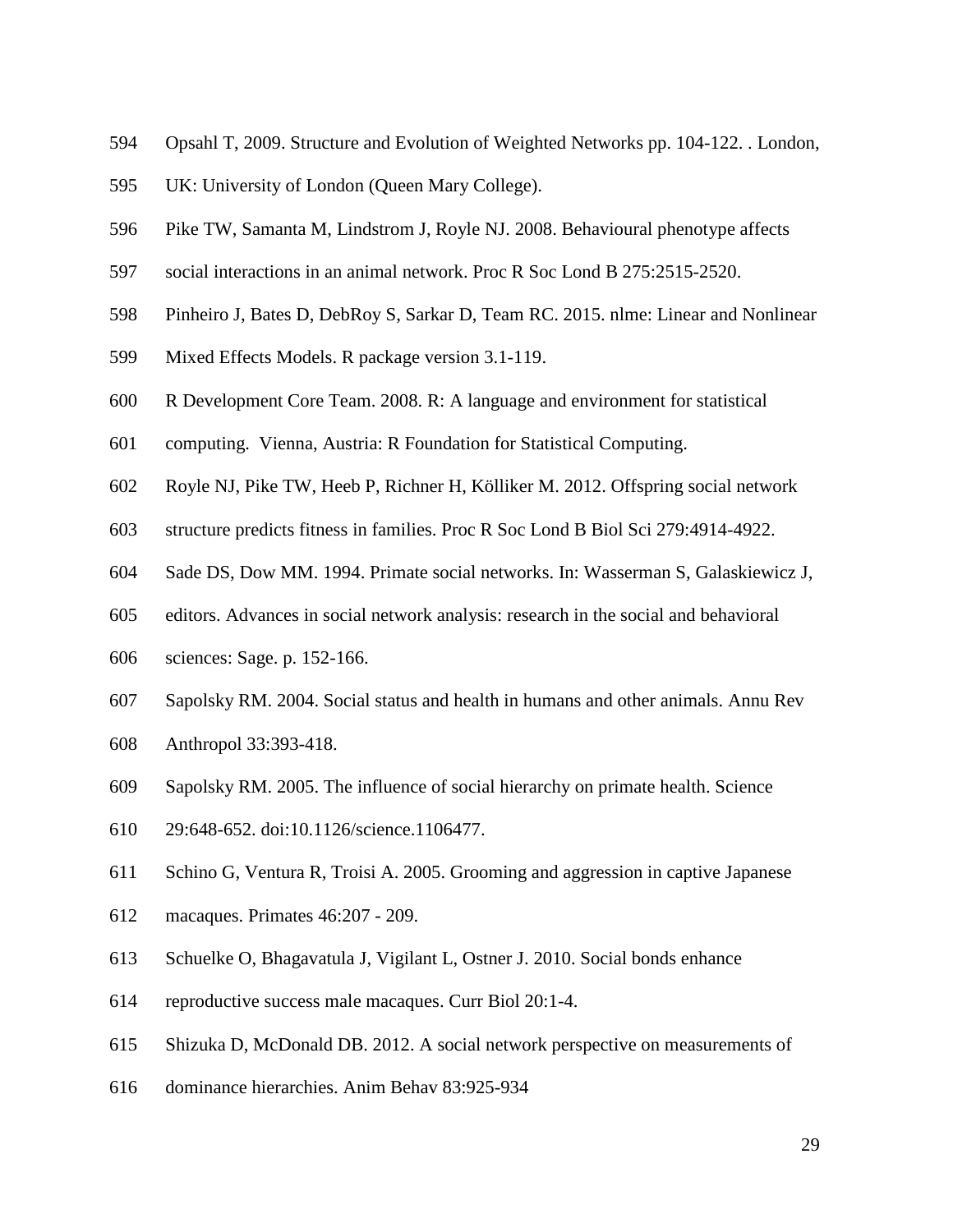Opsahl T, 2009. Structure and Evolution of Weighted Networks pp. 104-122. . London, UK: University of London (Queen Mary College).

Pike TW, Samanta M, Lindstrom J, Royle NJ. 2008. Behavioural phenotype affects social interactions in an animal network. Proc R Soc Lond B 275:2515-2520.

Pinheiro J, Bates D, DebRoy S, Sarkar D, Team RC. 2015. nlme: Linear and Nonlinear Mixed Effects Models. R package version 3.1-119.

R Development Core Team. 2008. R: A language and environment for statistical computing. Vienna, Austria: R Foundation for Statistical Computing.

Royle NJ, Pike TW, Heeb P, Richner H, Kölliker M. 2012. Offspring social network structure predicts fitness in families. Proc R Soc Lond B Biol Sci 279:4914-4922.

Sade DS, Dow MM. 1994. Primate social networks. In: Wasserman S, Galaskiewicz J, editors. Advances in social network analysis: research in the social and behavioral sciences: Sage. p. 152-166.

Sapolsky RM. 2004. Social status and health in humans and other animals. Annu Rev Anthropol 33:393-418.

Sapolsky RM. 2005. The influence of social hierarchy on primate health. Science 29:648-652. doi:10.1126/science.1106477.

Schino G, Ventura R, Troisi A. 2005. Grooming and aggression in captive Japanese macaques. Primates 46:207 - 209.

Schuelke O, Bhagavatula J, Vigilant L, Ostner J. 2010. Social bonds enhance reproductive success male macaques. Curr Biol 20:1-4.

Shizuka D, McDonald DB. 2012. A social network perspective on measurements of dominance hierarchies. Anim Behav 83:925-934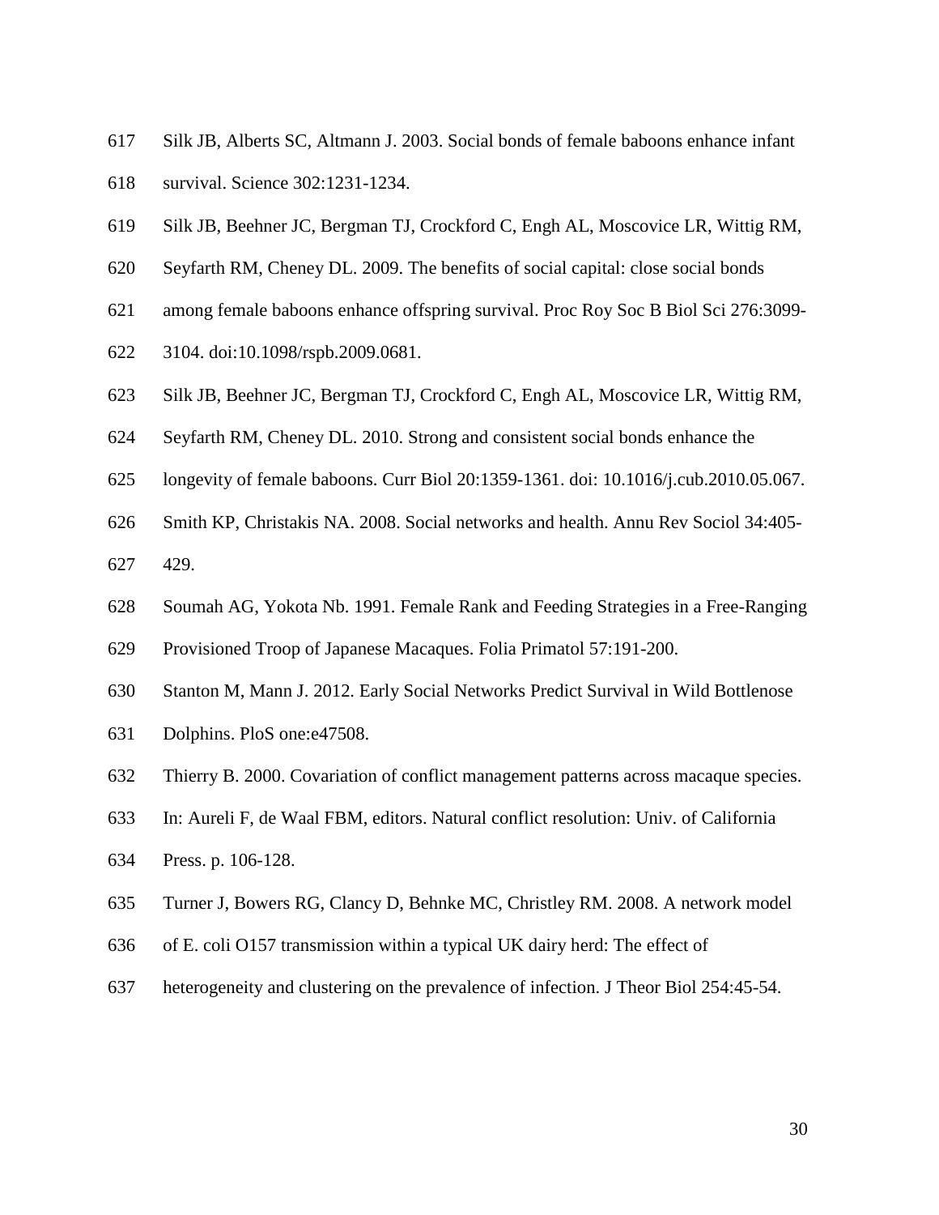Silk JB, Alberts SC, Altmann J. 2003. Social bonds of female baboons enhance infant survival. Science 302:1231-1234.

Silk JB, Beehner JC, Bergman TJ, Crockford C, Engh AL, Moscovice LR, Wittig RM, Seyfarth RM, Cheney DL. 2009. The benefits of social capital: close social bonds among female baboons enhance offspring survival. Proc Roy Soc B Biol Sci 276:3099-3104. doi:10.1098/rspb.2009.0681.

Silk JB, Beehner JC, Bergman TJ, Crockford C, Engh AL, Moscovice LR, Wittig RM, Seyfarth RM, Cheney DL. 2010. Strong and consistent social bonds enhance the longevity of female baboons. Curr Biol 20:1359-1361. doi: 10.1016/j.cub.2010.05.067.

Smith KP, Christakis NA. 2008. Social networks and health. Annu Rev Sociol 34:405-429.

Soumah AG, Yokota Nb. 1991. Female Rank and Feeding Strategies in a Free-Ranging Provisioned Troop of Japanese Macaques. Folia Primatol 57:191-200.

Stanton M, Mann J. 2012. Early Social Networks Predict Survival in Wild Bottlenose Dolphins. PloS one:e47508.

Thierry B. 2000. Covariation of conflict management patterns across macaque species. In: Aureli F, de Waal FBM, editors. Natural conflict resolution: Univ. of California Press. p. 106-128.

Turner J, Bowers RG, Clancy D, Behnke MC, Christley RM. 2008. A network model of E. coli O157 transmission within a typical UK dairy herd: The effect of heterogeneity and clustering on the prevalence of infection. J Theor Biol 254:45-54.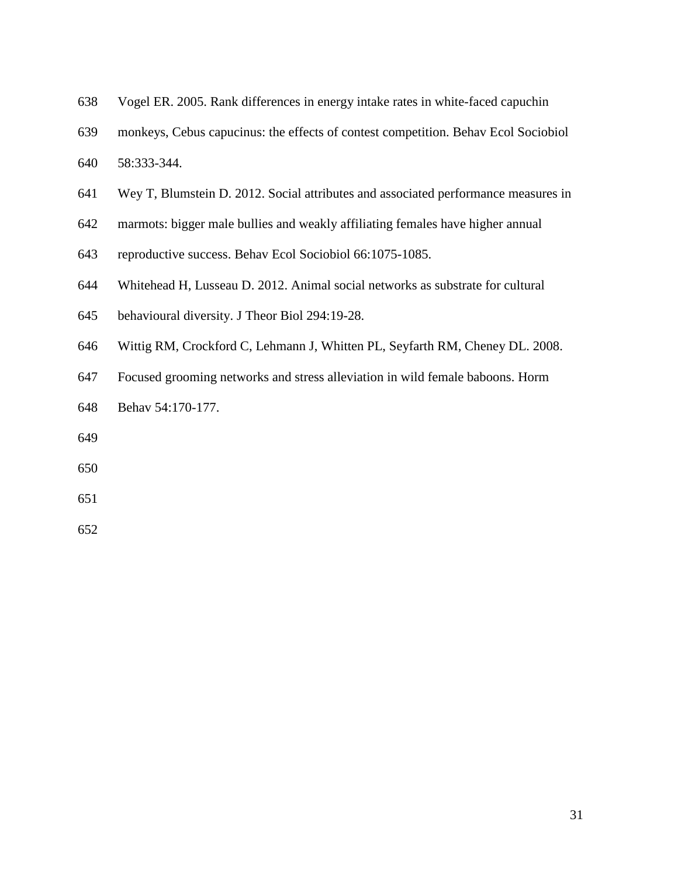Vogel ER. 2005. Rank differences in energy intake rates in white-faced capuchin monkeys, Cebus capucinus: the effects of contest competition. Behav Ecol Sociobiol 58:333-344.

Wey T, Blumstein D. 2012. Social attributes and associated performance measures in marmots: bigger male bullies and weakly affiliating females have higher annual reproductive success. Behav Ecol Sociobiol 66:1075-1085.

Whitehead H, Lusseau D. 2012. Animal social networks as substrate for cultural behavioural diversity. J Theor Biol 294:19-28.

Wittig RM, Crockford C, Lehmann J, Whitten PL, Seyfarth RM, Cheney DL. 2008. Focused grooming networks and stress alleviation in wild female baboons. Horm Behav 54:170-177.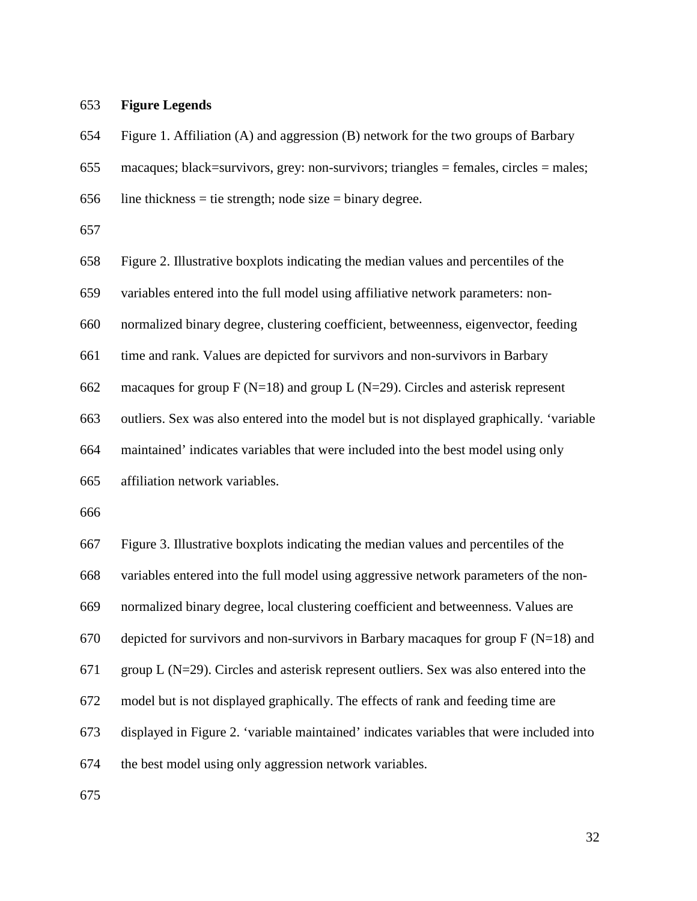## Figure Legends

Figure 1. Affiliation (A) and aggression (B) network for the two groups of Barbary macaques; black=survivors, grey: non-survivors; triangles = females, circles = males; line thickness = tie strength; node size = binary degree.

Figure 2. Illustrative boxplots indicating the median values and percentiles of the variables entered into the full model using affiliative network parameters: non-normalized binary degree, clustering coefficient, betweenness, eigenvector, feeding time and rank. Values are depicted for survivors and non-survivors in Barbary macaques for group F (N=18) and group L (N=29). Circles and asterisk represent outliers. Sex was also entered into the model but is not displayed graphically. 'variable maintained' indicates variables that were included into the best model using only affiliation network variables.

Figure 3. Illustrative boxplots indicating the median values and percentiles of the variables entered into the full model using aggressive network parameters of the non-normalized binary degree, local clustering coefficient and betweenness. Values are depicted for survivors and non-survivors in Barbary macaques for group F (N=18) and group L (N=29). Circles and asterisk represent outliers. Sex was also entered into the model but is not displayed graphically. The effects of rank and feeding time are displayed in Figure 2. 'variable maintained' indicates variables that were included into the best model using only aggression network variables.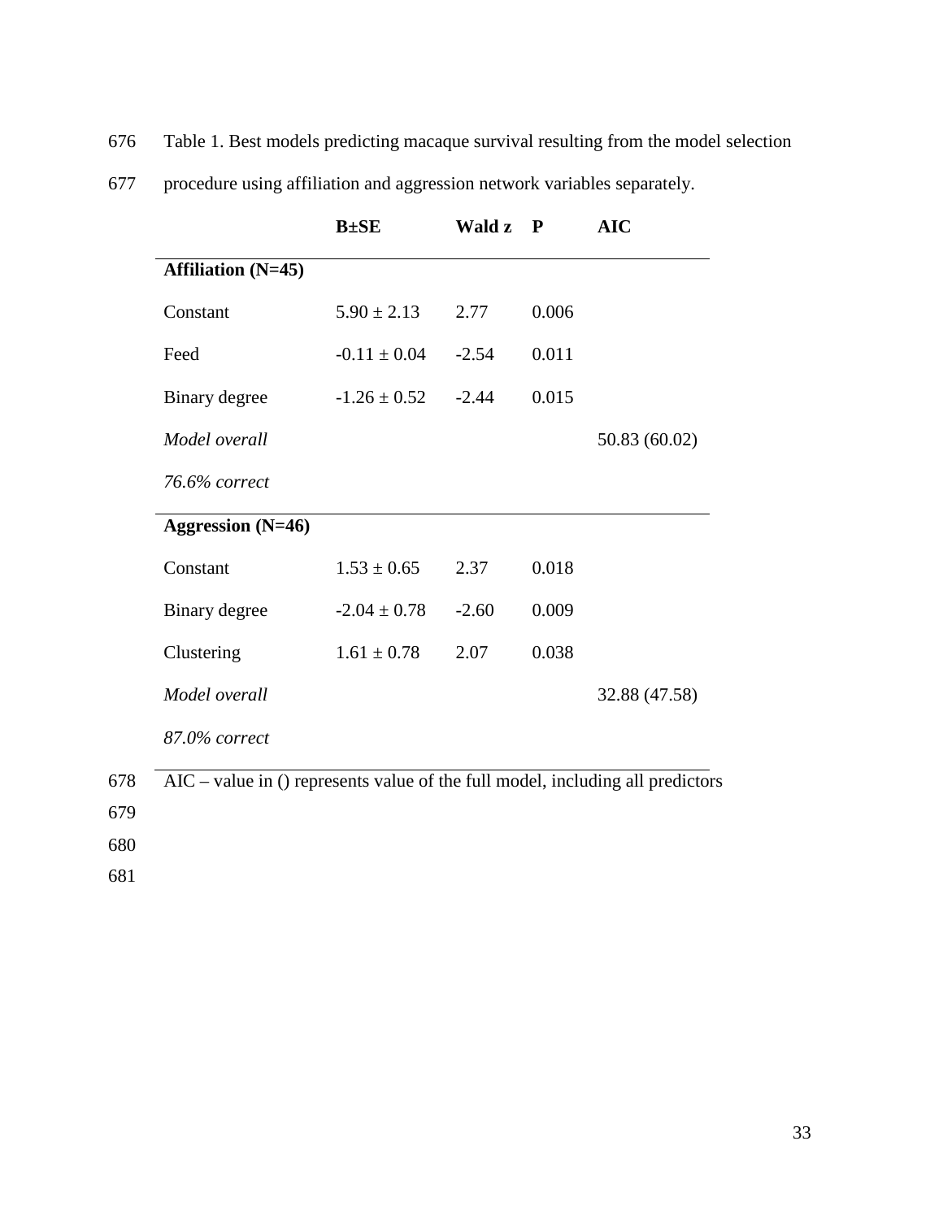Table 1. Best models predicting macaque survival resulting from the model selection procedure using affiliation and aggression network variables separately.

| | B±SE | Wald z | P | AIC |
|---|---|---|---|---|
| **Affiliation (N=45)** | | | | |
| Constant | 5.90 ± 2.13 | 2.77 | 0.006 | |
| Feed | -0.11 ± 0.04 | -2.54 | 0.011 | |
| Binary degree | -1.26 ± 0.52 | -2.44 | 0.015 | |
| *Model overall* | | | | 50.83 (60.02) |
| *76.6% correct* | | | | |
| **Aggression (N=46)** | | | | |
| Constant | 1.53 ± 0.65 | 2.37 | 0.018 | |
| Binary degree | -2.04 ± 0.78 | -2.60 | 0.009 | |
| Clustering | 1.61 ± 0.78 | 2.07 | 0.038 | |
| *Model overall* | | | | 32.88 (47.58) |
| *87.0% correct* | | | | |

AIC – value in () represents value of the full model, including all predictors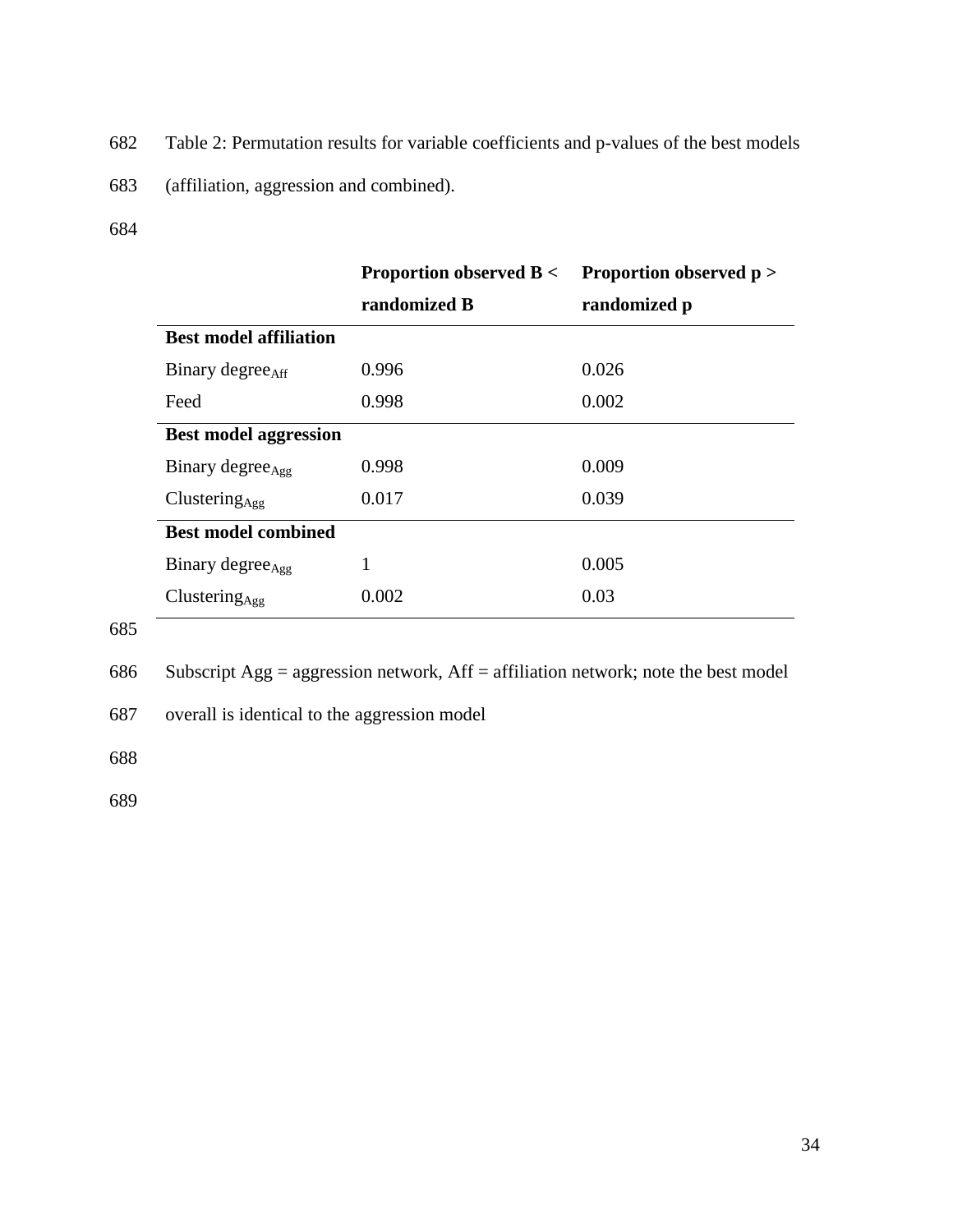Table 2: Permutation results for variable coefficients and p-values of the best models (affiliation, aggression and combined).

| | Proportion observed B < randomized B | Proportion observed p > randomized p |
|---|---|---|
| **Best model affiliation** | | |
| Binary degree$_{Aff}$ | 0.996 | 0.026 |
| Feed | 0.998 | 0.002 |
| **Best model aggression** | | |
| Binary degree$_{Agg}$ | 0.998 | 0.009 |
| Clustering$_{Agg}$ | 0.017 | 0.039 |
| **Best model combined** | | |
| Binary degree$_{Agg}$ | 1 | 0.005 |
| Clustering$_{Agg}$ | 0.002 | 0.03 |

Subscript Agg = aggression network, Aff = affiliation network; note the best model overall is identical to the aggression model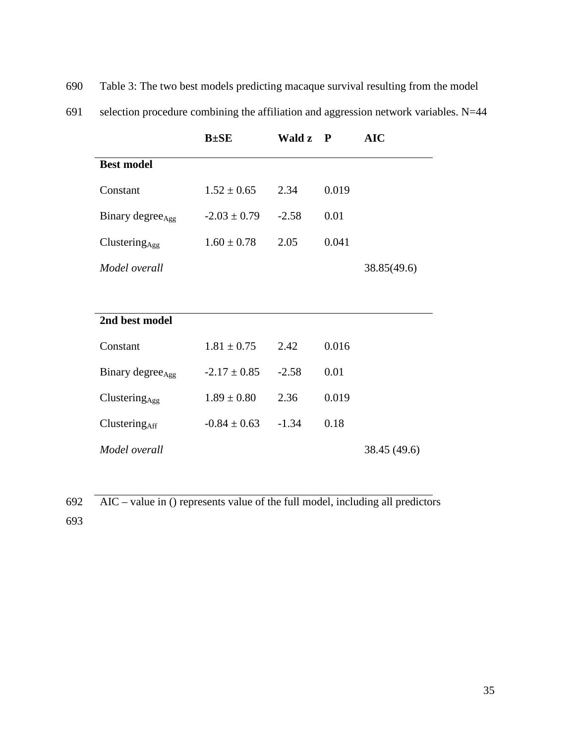Table 3: The two best models predicting macaque survival resulting from the model selection procedure combining the affiliation and aggression network variables. N=44

| | B±SE | Wald z | P | AIC |
|---|---|---|---|---|
| **Best model** | | | | |
| Constant | 1.52 ± 0.65 | 2.34 | 0.019 | |
| Binary degree$_{Agg}$ | -2.03 ± 0.79 | -2.58 | 0.01 | |
| Clustering$_{Agg}$ | 1.60 ± 0.78 | 2.05 | 0.041 | |
| *Model overall* | | | | 38.85(49.6) |
| **2nd best model** | | | | |
| Constant | 1.81 ± 0.75 | 2.42 | 0.016 | |
| Binary degree$_{Agg}$ | -2.17 ± 0.85 | -2.58 | 0.01 | |
| Clustering$_{Agg}$ | 1.89 ± 0.80 | 2.36 | 0.019 | |
| Clustering$_{Aff}$ | -0.84 ± 0.63 | -1.34 | 0.18 | |
| *Model overall* | | | | 38.45 (49.6) |

AIC – value in () represents value of the full model, including all predictors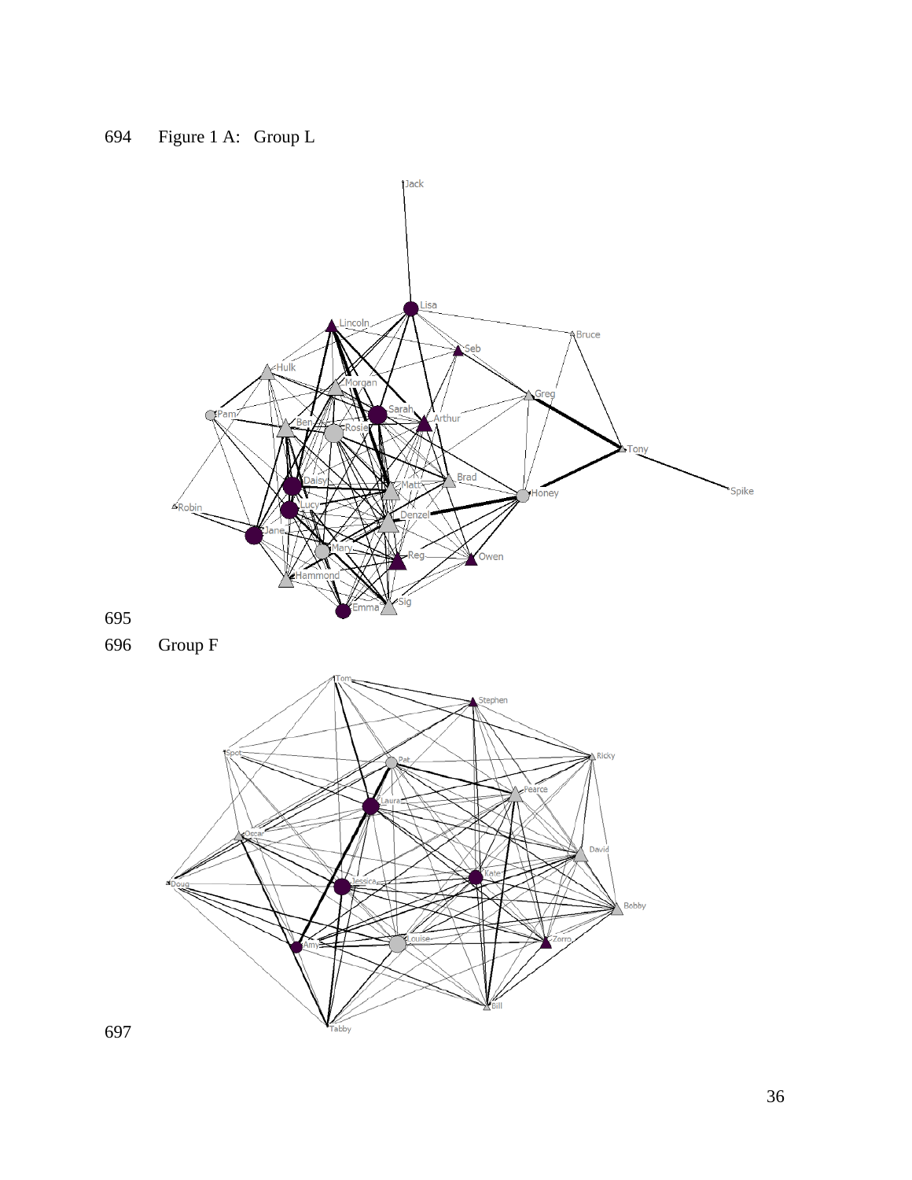Figure 1 A: Group L

Group F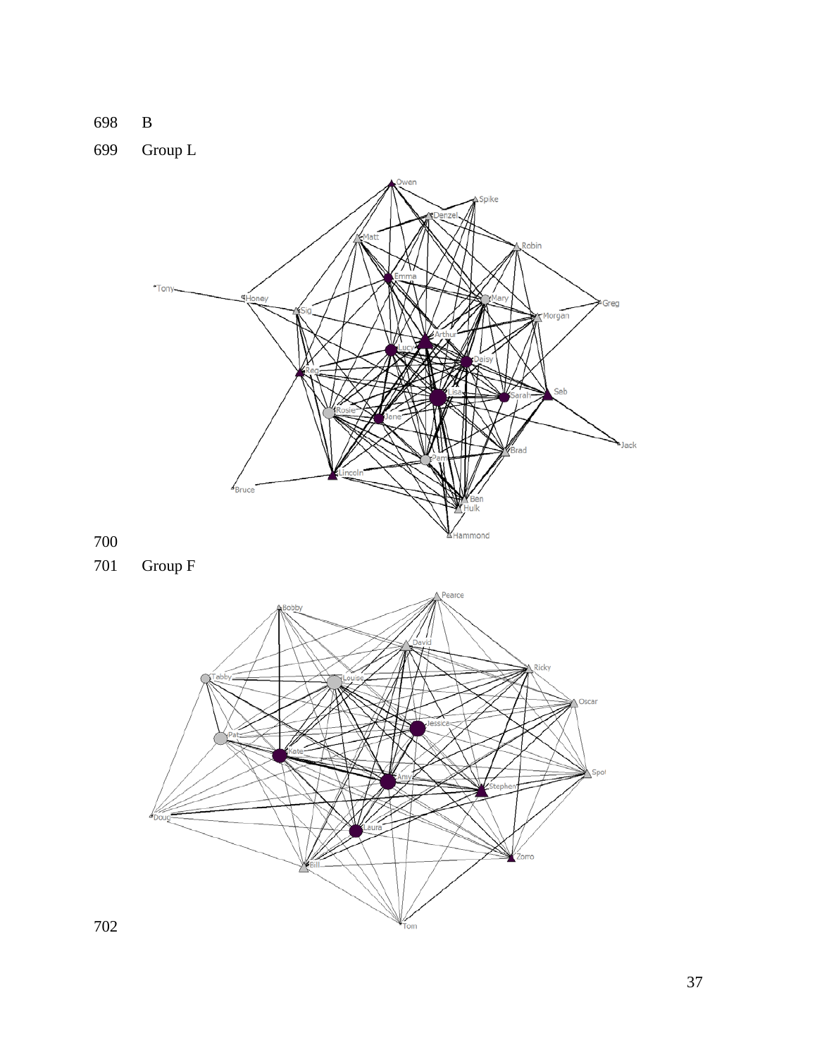B

Group L

Group F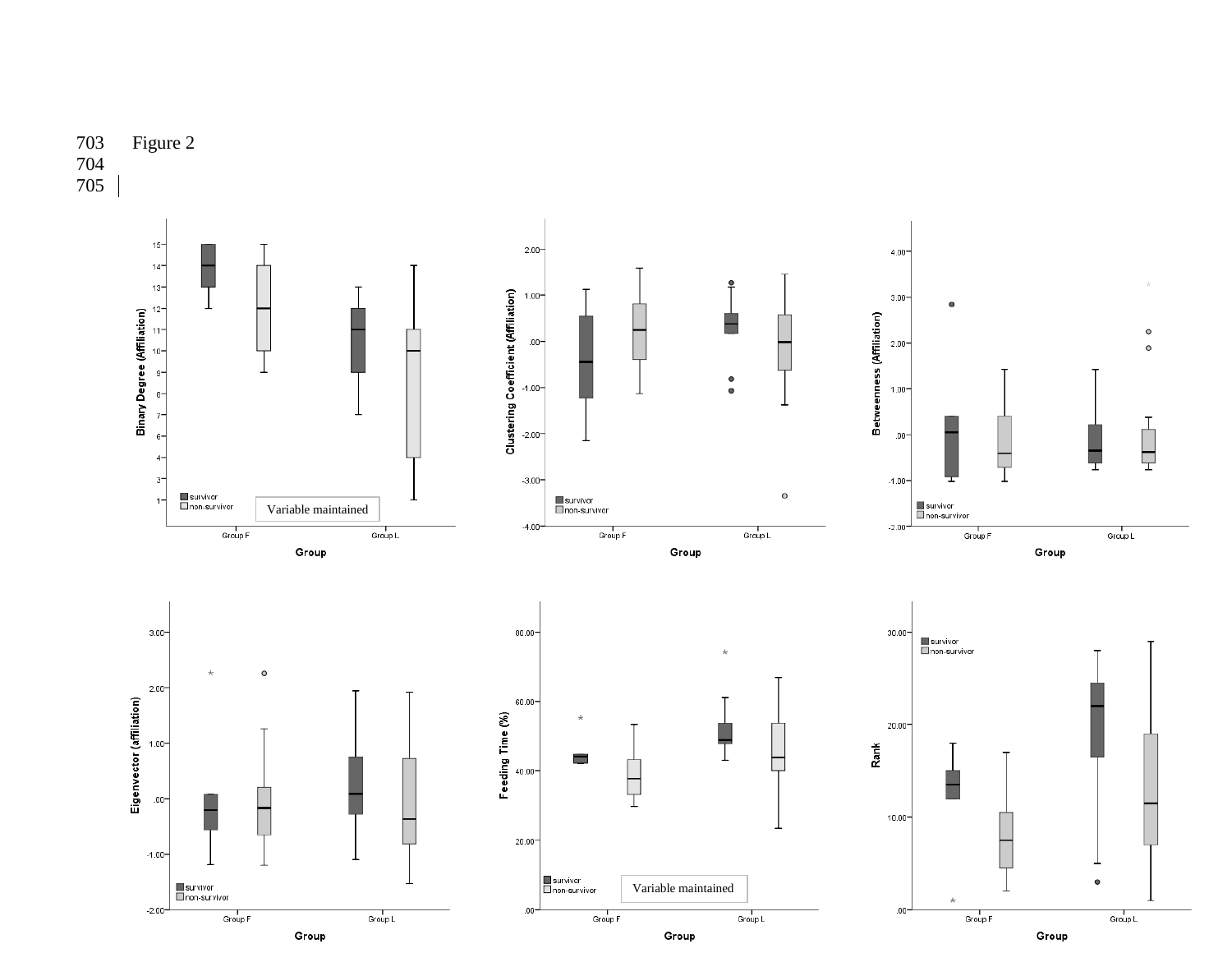Figure 2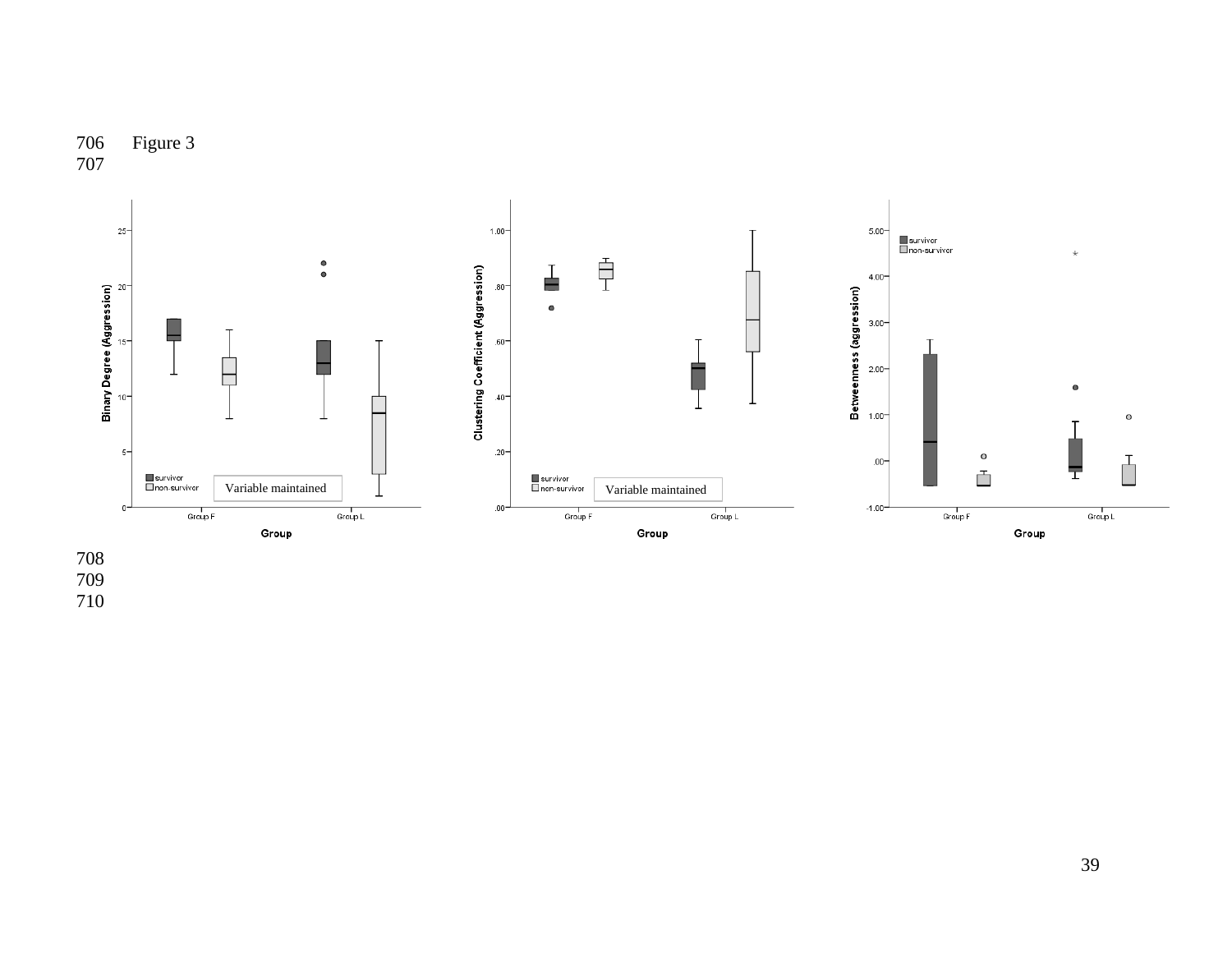Figure 3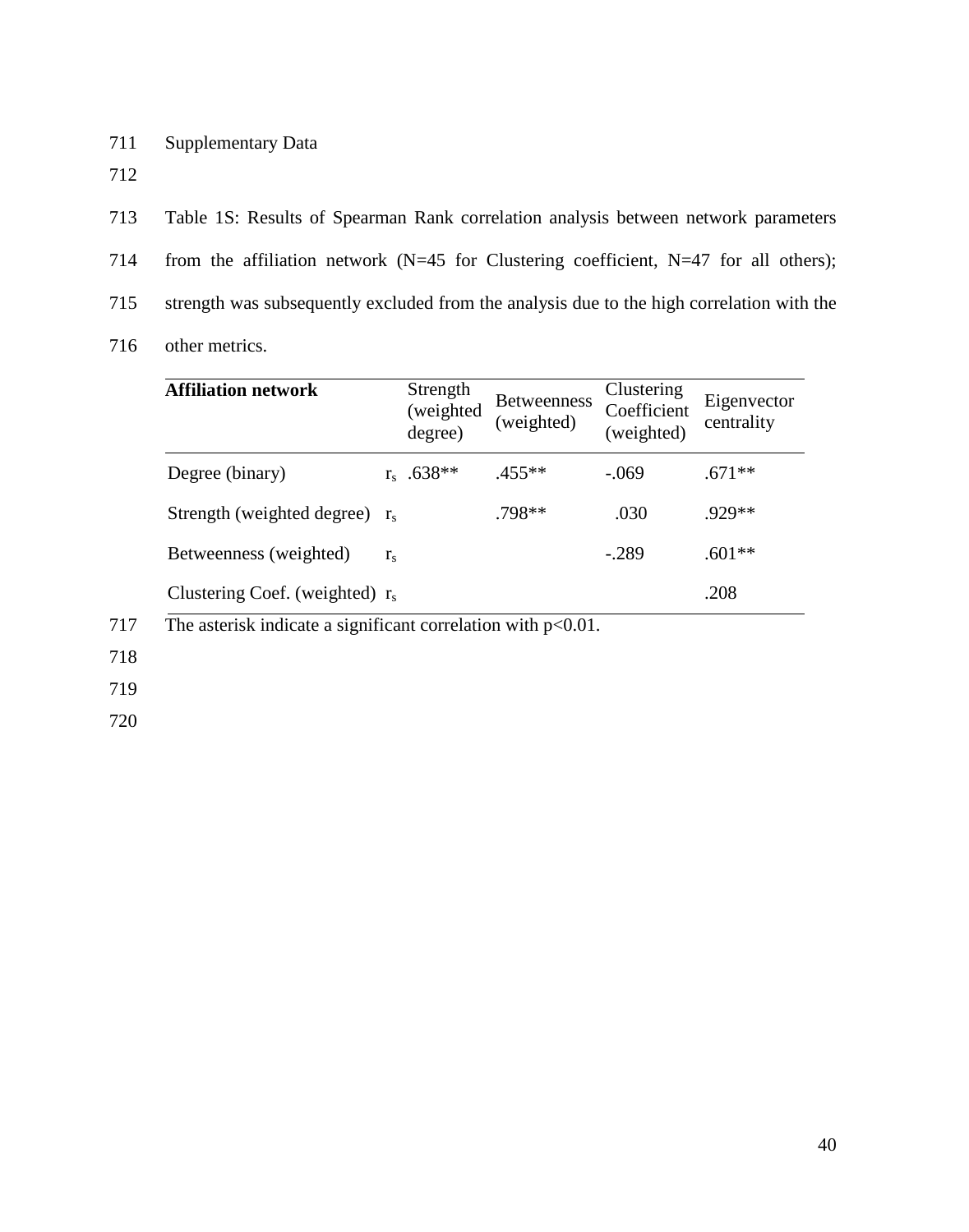Supplementary Data

Table 1S: Results of Spearman Rank correlation analysis between network parameters from the affiliation network (N=45 for Clustering coefficient, N=47 for all others); strength was subsequently excluded from the analysis due to the high correlation with the other metrics.

| **Affiliation network** | | Strength (weighted degree) | Betweenness (weighted) | Clustering Coefficient (weighted) | Eigenvector centrality |
|---|---|---|---|---|---|
| Degree (binary) | $r_s$ | .638** | .455** | -.069 | .671** |
| Strength (weighted degree) | $r_s$ | | .798** | .030 | .929** |
| Betweenness (weighted) | $r_s$ | | | -.289 | .601** |
| Clustering Coef. (weighted) | $r_s$ | | | | .208 |

The asterisk indicate a significant correlation with $p<0.01$.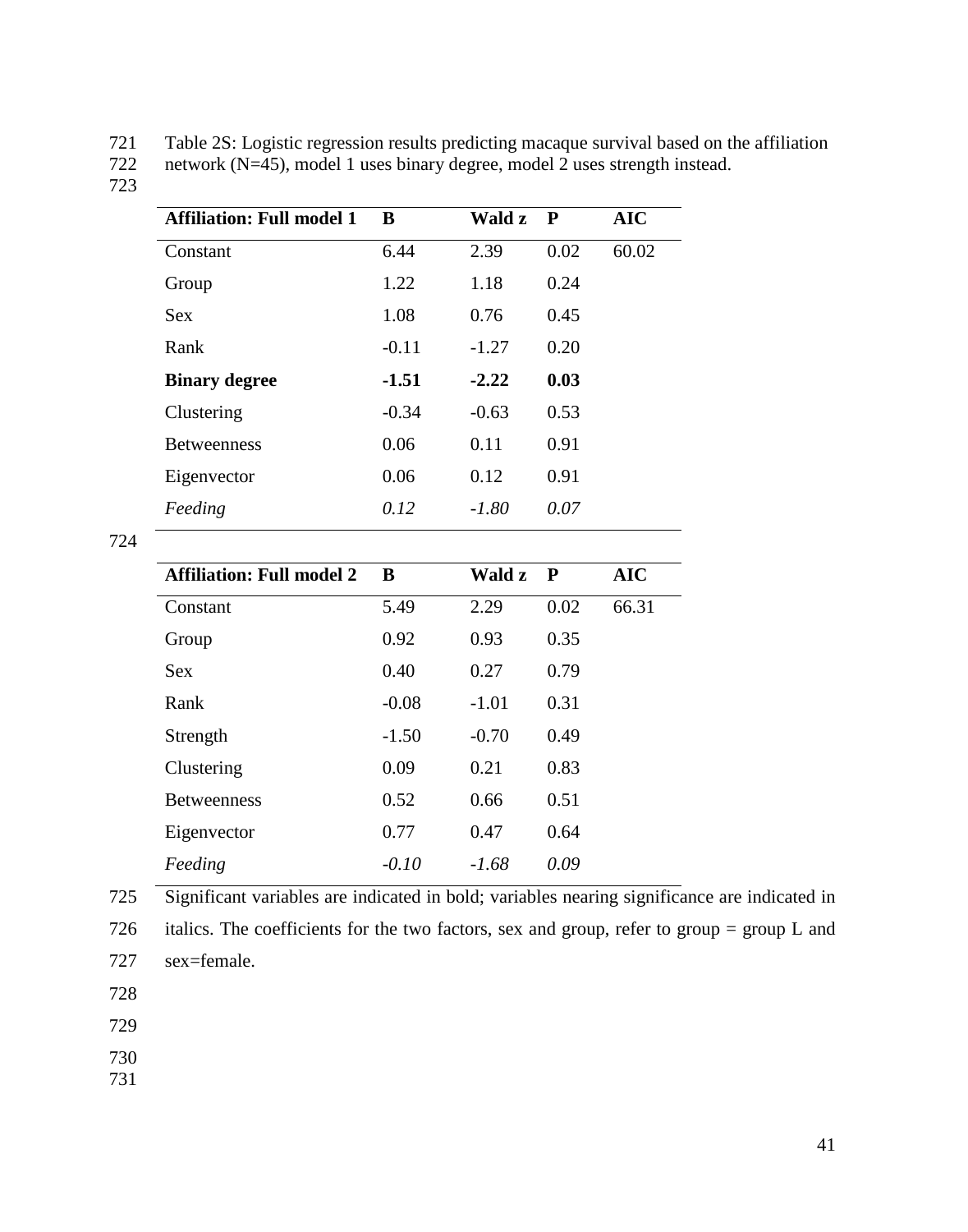Table 2S: Logistic regression results predicting macaque survival based on the affiliation network (N=45), model 1 uses binary degree, model 2 uses strength instead.

| Affiliation: Full model 1 | B | Wald z | P | AIC |
|---|---|---|---|---|
| Constant | 6.44 | 2.39 | 0.02 | 60.02 |
| Group | 1.22 | 1.18 | 0.24 | |
| Sex | 1.08 | 0.76 | 0.45 | |
| Rank | -0.11 | -1.27 | 0.20 | |
| **Binary degree** | **-1.51** | **-2.22** | **0.03** | |
| Clustering | -0.34 | -0.63 | 0.53 | |
| Betweenness | 0.06 | 0.11 | 0.91 | |
| Eigenvector | 0.06 | 0.12 | 0.91 | |
| *Feeding* | *0.12* | *-1.80* | *0.07* | |

| Affiliation: Full model 2 | B | Wald z | P | AIC |
|---|---|---|---|---|
| Constant | 5.49 | 2.29 | 0.02 | 66.31 |
| Group | 0.92 | 0.93 | 0.35 | |
| Sex | 0.40 | 0.27 | 0.79 | |
| Rank | -0.08 | -1.01 | 0.31 | |
| Strength | -1.50 | -0.70 | 0.49 | |
| Clustering | 0.09 | 0.21 | 0.83 | |
| Betweenness | 0.52 | 0.66 | 0.51 | |
| Eigenvector | 0.77 | 0.47 | 0.64 | |
| *Feeding* | *-0.10* | *-1.68* | *0.09* | |

Significant variables are indicated in bold; variables nearing significance are indicated in italics. The coefficients for the two factors, sex and group, refer to group = group L and sex=female.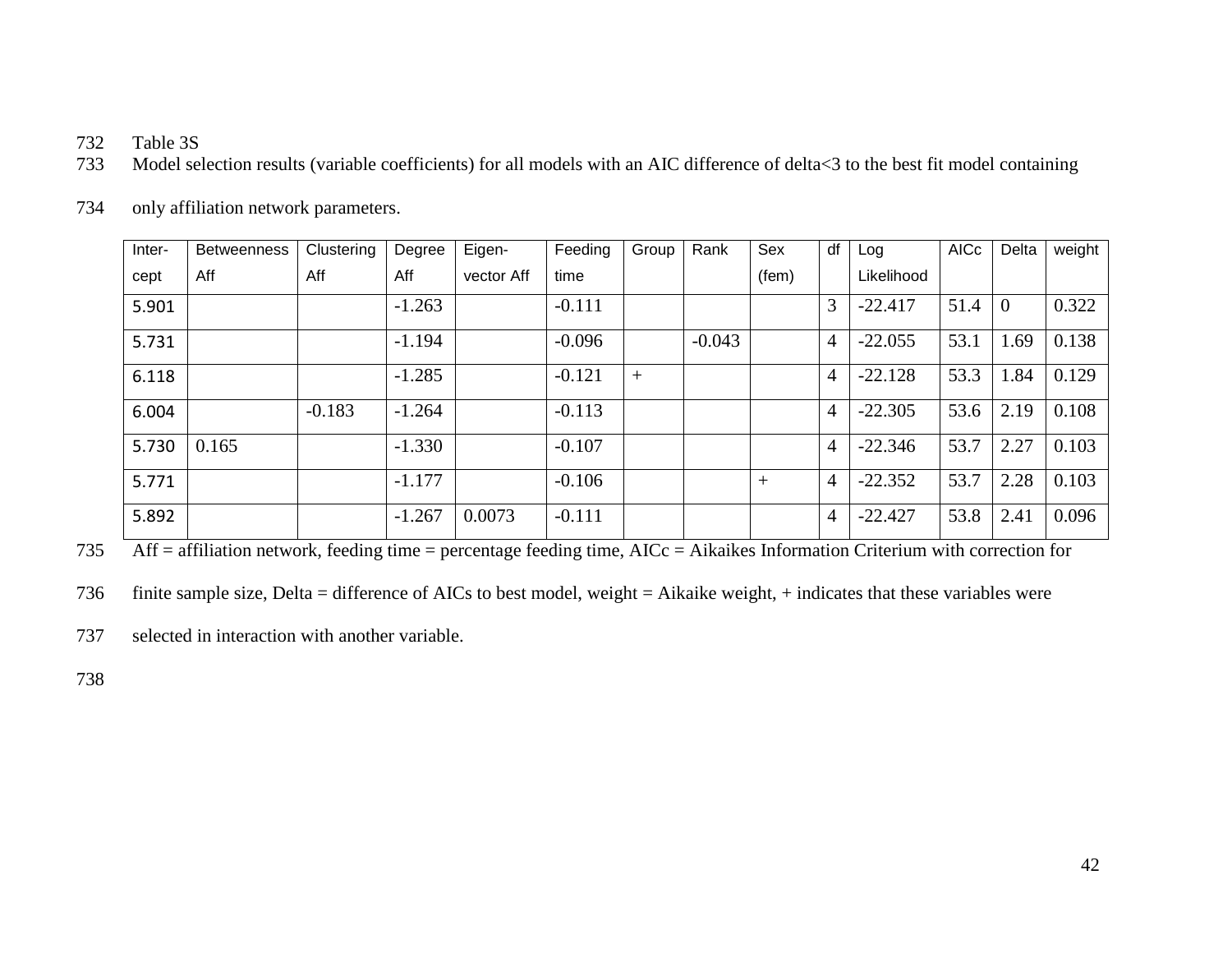Table 3S

Model selection results (variable coefficients) for all models with an AIC difference of delta<3 to the best fit model containing only affiliation network parameters.

| Inter-cept | Betweenness Aff | Clustering Aff | Degree Aff | Eigen-vector Aff | Feeding time | Group | Rank | Sex (fem) | df | Log Likelihood | AICc | Delta | weight |
|---|---|---|---|---|---|---|---|---|---|---|---|---|---|
| 5.901 | | | -1.263 | | -0.111 | | | | 3 | -22.417 | 51.4 | 0 | 0.322 |
| 5.731 | | | -1.194 | | -0.096 | | -0.043 | | 4 | -22.055 | 53.1 | 1.69 | 0.138 |
| 6.118 | | | -1.285 | | -0.121 | + | | | 4 | -22.128 | 53.3 | 1.84 | 0.129 |
| 6.004 | | -0.183 | -1.264 | | -0.113 | | | | 4 | -22.305 | 53.6 | 2.19 | 0.108 |
| 5.730 | 0.165 | | -1.330 | | -0.107 | | | | 4 | -22.346 | 53.7 | 2.27 | 0.103 |
| 5.771 | | | -1.177 | | -0.106 | | | + | 4 | -22.352 | 53.7 | 2.28 | 0.103 |
| 5.892 | | | -1.267 | 0.0073 | -0.111 | | | | 4 | -22.427 | 53.8 | 2.41 | 0.096 |

Aff = affiliation network, feeding time = percentage feeding time, AICc = Aikaikes Information Criterium with correction for finite sample size, Delta = difference of AICs to best model, weight = Aikaike weight, + indicates that these variables were selected in interaction with another variable.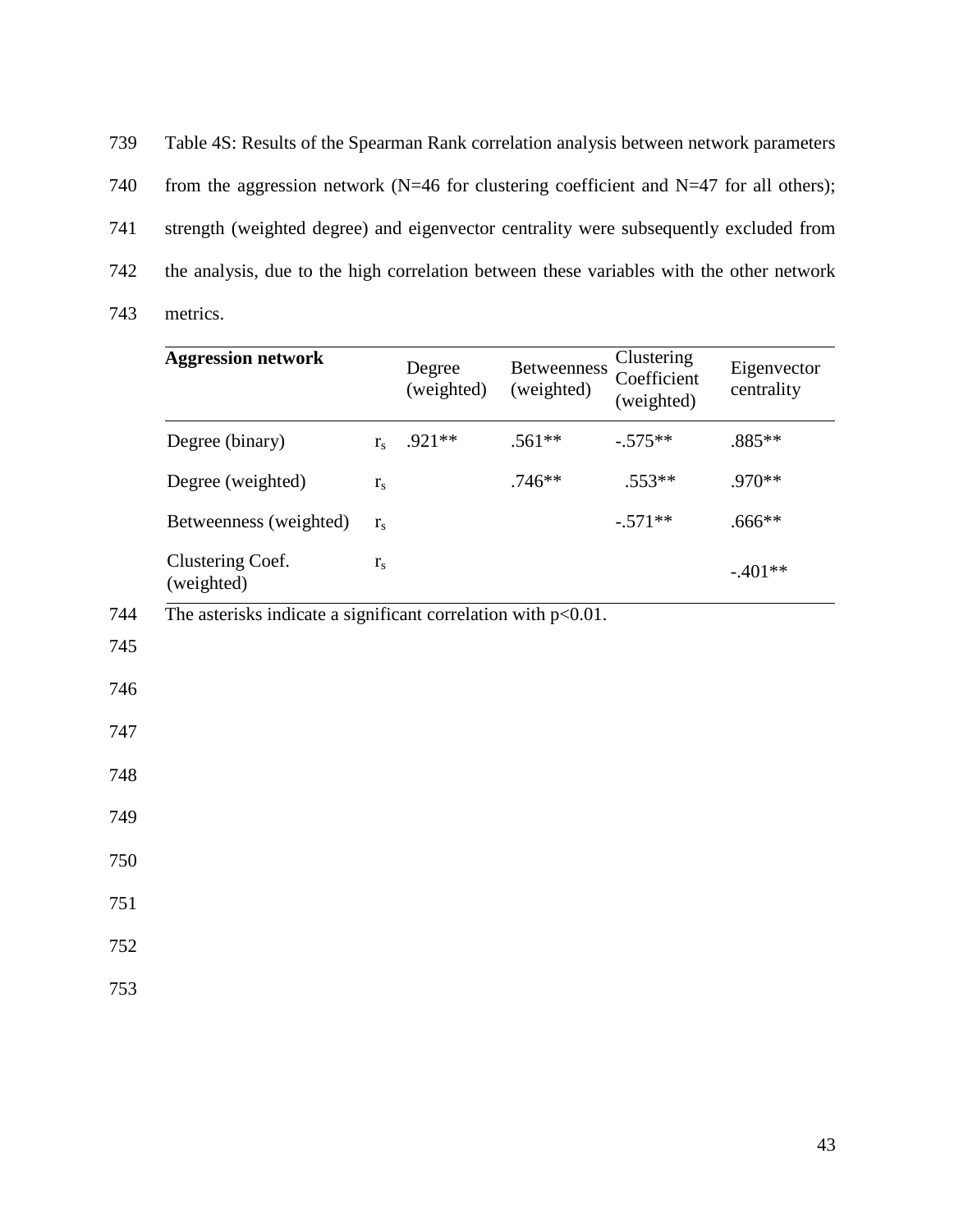Table 4S: Results of the Spearman Rank correlation analysis between network parameters from the aggression network (N=46 for clustering coefficient and N=47 for all others); strength (weighted degree) and eigenvector centrality were subsequently excluded from the analysis, due to the high correlation between these variables with the other network metrics.

| **Aggression network** | | Degree (weighted) | Betweenness (weighted) | Clustering Coefficient (weighted) | Eigenvector centrality |
|---|---|---|---|---|---|
| Degree (binary) | $r_s$ | .921** | .561** | -.575** | .885** |
| Degree (weighted) | $r_s$ | | .746** | .553** | .970** |
| Betweenness (weighted) | $r_s$ | | | -.571** | .666** |
| Clustering Coef. (weighted) | $r_s$ | | | | -.401** |

The asterisks indicate a significant correlation with $p<0.01$.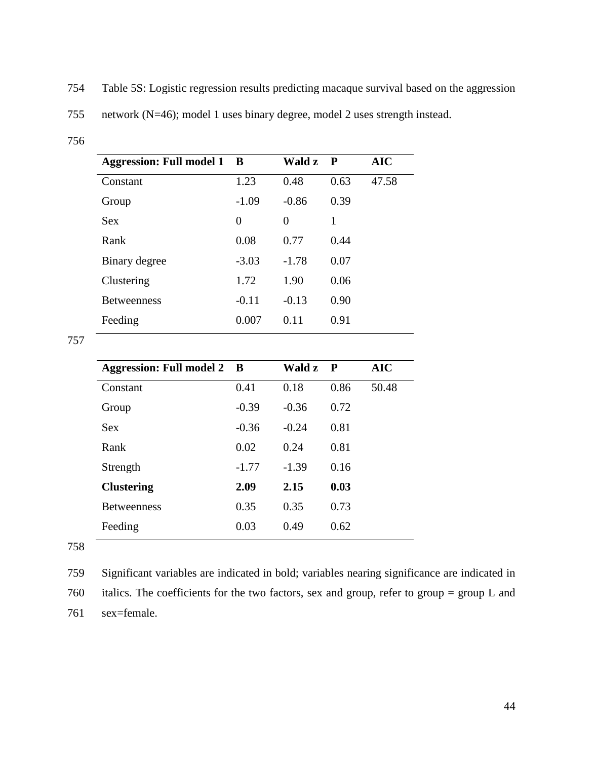Table 5S: Logistic regression results predicting macaque survival based on the aggression network (N=46); model 1 uses binary degree, model 2 uses strength instead.

| Aggression: Full model 1 | B | Wald z | P | AIC |
|---|---|---|---|---|
| Constant | 1.23 | 0.48 | 0.63 | 47.58 |
| Group | -1.09 | -0.86 | 0.39 | |
| Sex | 0 | 0 | 1 | |
| Rank | 0.08 | 0.77 | 0.44 | |
| Binary degree | -3.03 | -1.78 | 0.07 | |
| Clustering | 1.72 | 1.90 | 0.06 | |
| Betweenness | -0.11 | -0.13 | 0.90 | |
| Feeding | 0.007 | 0.11 | 0.91 | |

| Aggression: Full model 2 | B | Wald z | P | AIC |
|---|---|---|---|---|
| Constant | 0.41 | 0.18 | 0.86 | 50.48 |
| Group | -0.39 | -0.36 | 0.72 | |
| Sex | -0.36 | -0.24 | 0.81 | |
| Rank | 0.02 | 0.24 | 0.81 | |
| Strength | -1.77 | -1.39 | 0.16 | |
| **Clustering** | **2.09** | **2.15** | **0.03** | |
| Betweenness | 0.35 | 0.35 | 0.73 | |
| Feeding | 0.03 | 0.49 | 0.62 | |

Significant variables are indicated in bold; variables nearing significance are indicated in italics. The coefficients for the two factors, sex and group, refer to group = group L and sex=female.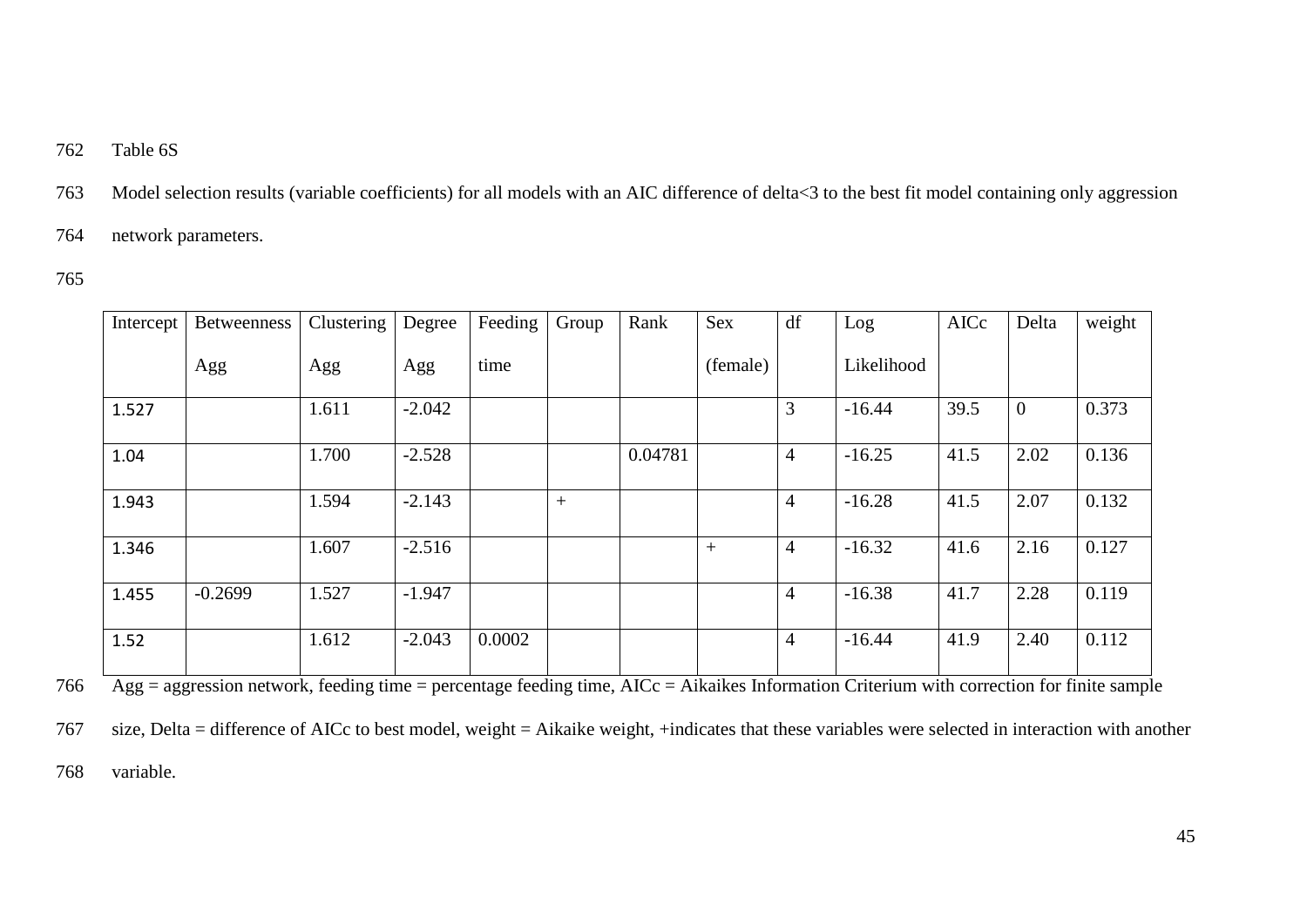Table 6S

Model selection results (variable coefficients) for all models with an AIC difference of delta<3 to the best fit model containing only aggression network parameters.

| Intercept | Betweenness Agg | Clustering Agg | Degree Agg | Feeding time | Group | Rank | Sex (female) | df | Log Likelihood | AICc | Delta | weight |
|---|---|---|---|---|---|---|---|---|---|---|---|---|
| 1.527 | | 1.611 | -2.042 | | | | | 3 | -16.44 | 39.5 | 0 | 0.373 |
| 1.04 | | 1.700 | -2.528 | | | 0.04781 | | 4 | -16.25 | 41.5 | 2.02 | 0.136 |
| 1.943 | | 1.594 | -2.143 | | + | | | 4 | -16.28 | 41.5 | 2.07 | 0.132 |
| 1.346 | | 1.607 | -2.516 | | | | + | 4 | -16.32 | 41.6 | 2.16 | 0.127 |
| 1.455 | -0.2699 | 1.527 | -1.947 | | | | | 4 | -16.38 | 41.7 | 2.28 | 0.119 |
| 1.52 | | 1.612 | -2.043 | 0.0002 | | | | 4 | -16.44 | 41.9 | 2.40 | 0.112 |

Agg = aggression network, feeding time = percentage feeding time, AICc = Aikaikes Information Criterium with correction for finite sample size, Delta = difference of AICc to best model, weight = Aikaike weight, +indicates that these variables were selected in interaction with another variable.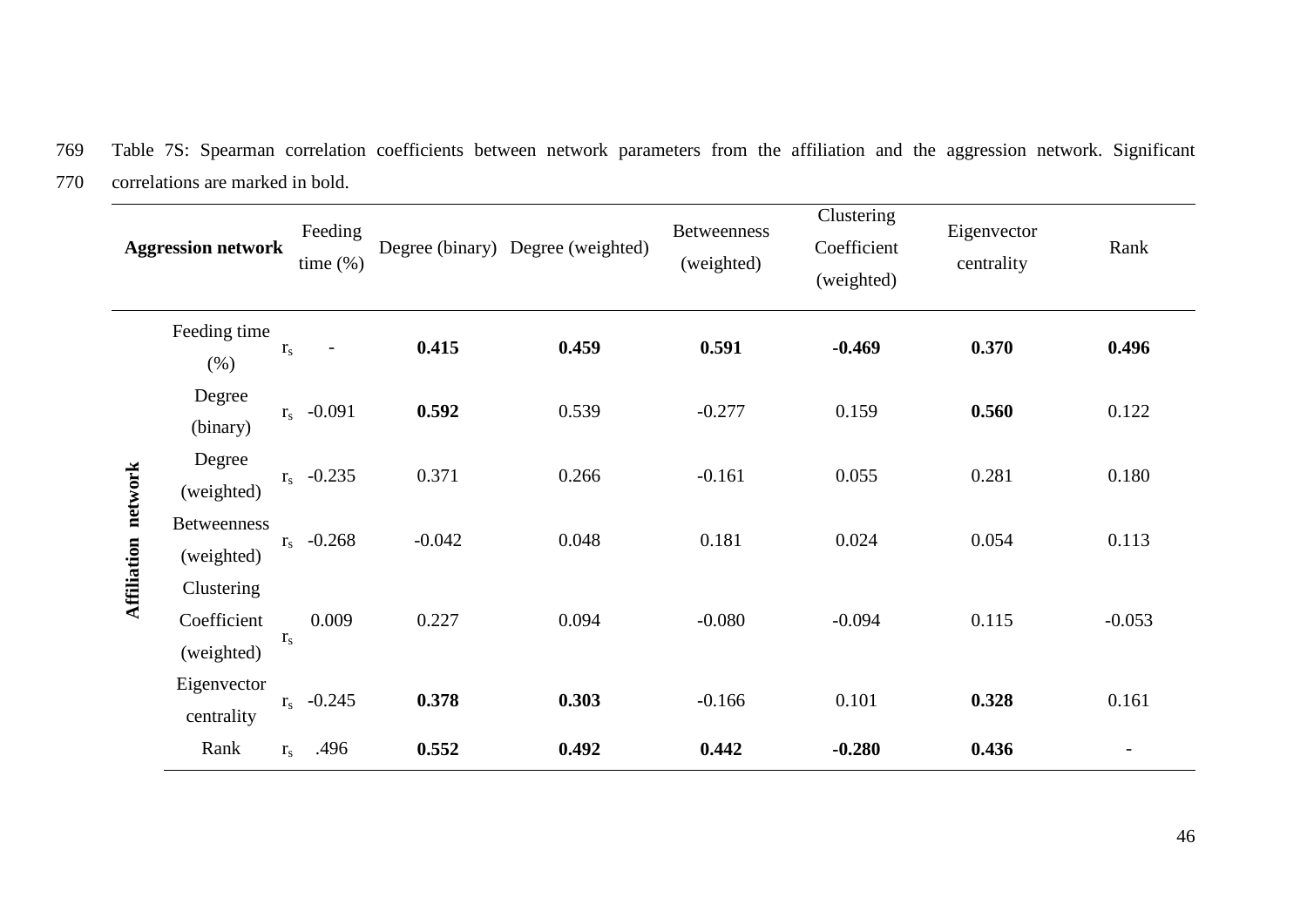Table 7S: Spearman correlation coefficients between network parameters from the affiliation and the aggression network. Significant correlations are marked in bold.

| | **Aggression network** | | Feeding time (%) | Degree (binary) | Degree (weighted) | Betweenness (weighted) | Clustering Coefficient (weighted) | Eigenvector centrality | Rank |
|---|---|---|---|---|---|---|---|---|---|
| **Affiliation network** | Feeding time (%) | $r_s$ | - | **0.415** | **0.459** | **0.591** | **-0.469** | **0.370** | **0.496** |
| | Degree (binary) | $r_s$ | -0.091 | **0.592** | 0.539 | -0.277 | 0.159 | **0.560** | 0.122 |
| | Degree (weighted) | $r_s$ | -0.235 | 0.371 | 0.266 | -0.161 | 0.055 | 0.281 | 0.180 |
| | Betweenness (weighted) | $r_s$ | -0.268 | -0.042 | 0.048 | 0.181 | 0.024 | 0.054 | 0.113 |
| | Clustering Coefficient (weighted) | $r_s$ | 0.009 | 0.227 | 0.094 | -0.080 | -0.094 | 0.115 | -0.053 |
| | Eigenvector centrality | $r_s$ | -0.245 | **0.378** | **0.303** | -0.166 | 0.101 | **0.328** | 0.161 |
| | Rank | $r_s$ | .496 | **0.552** | **0.492** | **0.442** | **-0.280** | **0.436** | - |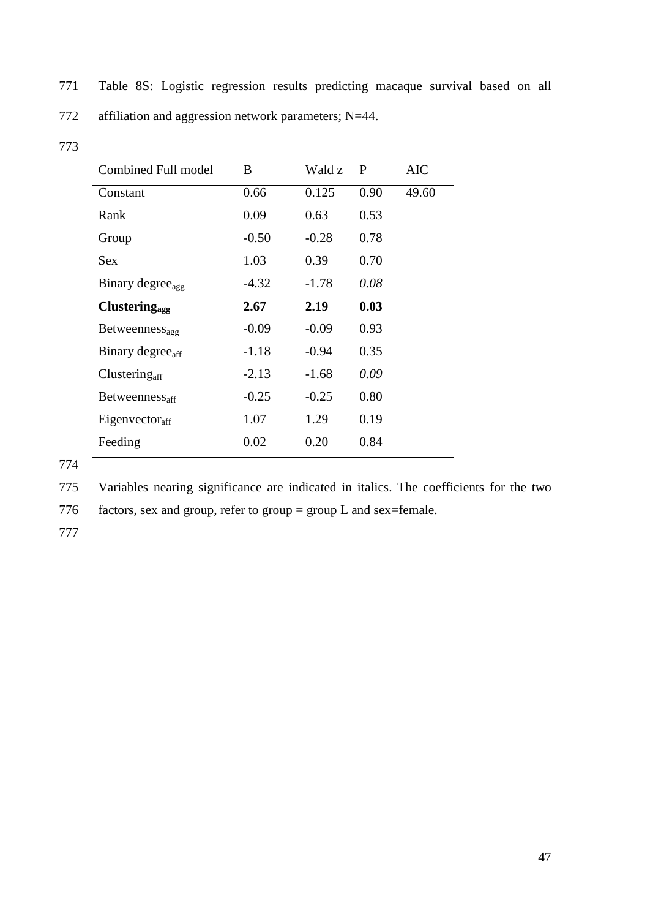Table 8S: Logistic regression results predicting macaque survival based on all affiliation and aggression network parameters; N=44.

| Combined Full model | B | Wald z | P | AIC |
|---|---|---|---|---|
| Constant | 0.66 | 0.125 | 0.90 | 49.60 |
| Rank | 0.09 | 0.63 | 0.53 | |
| Group | -0.50 | -0.28 | 0.78 | |
| Sex | 1.03 | 0.39 | 0.70 | |
| Binary degree$_{agg}$ | -4.32 | -1.78 | *0.08* | |
| **Clustering$_{agg}$** | **2.67** | **2.19** | **0.03** | |
| Betweenness$_{agg}$ | -0.09 | -0.09 | 0.93 | |
| Binary degree$_{aff}$ | -1.18 | -0.94 | 0.35 | |
| Clustering$_{aff}$ | -2.13 | -1.68 | *0.09* | |
| Betweenness$_{aff}$ | -0.25 | -0.25 | 0.80 | |
| Eigenvector$_{aff}$ | 1.07 | 1.29 | 0.19 | |
| Feeding | 0.02 | 0.20 | 0.84 | |

Variables nearing significance are indicated in italics. The coefficients for the two factors, sex and group, refer to group = group L and sex=female.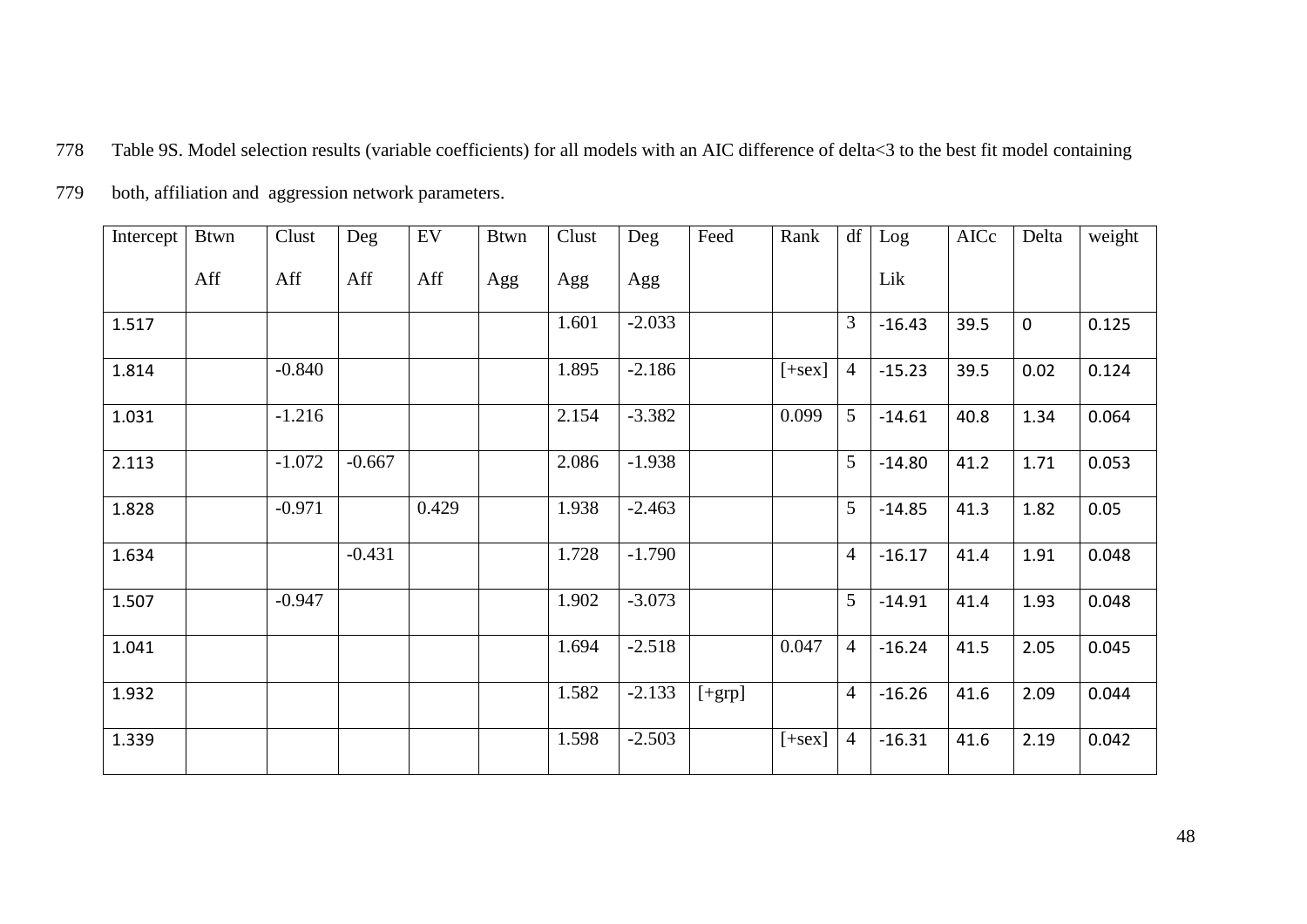Table 9S. Model selection results (variable coefficients) for all models with an AIC difference of delta<3 to the best fit model containing both, affiliation and aggression network parameters.

| Intercept | Btwn Aff | Clust Aff | Deg Aff | EV Aff | Btwn Agg | Clust Agg | Deg Agg | Feed | Rank | df | Log Lik | AICc | Delta | weight |
|---|---|---|---|---|---|---|---|---|---|---|---|---|---|---|
| 1.517 | | | | | | 1.601 | -2.033 | | | 3 | -16.43 | 39.5 | 0 | 0.125 |
| 1.814 | | -0.840 | | | | 1.895 | -2.186 | | [+sex] | 4 | -15.23 | 39.5 | 0.02 | 0.124 |
| 1.031 | | -1.216 | | | | 2.154 | -3.382 | | 0.099 | 5 | -14.61 | 40.8 | 1.34 | 0.064 |
| 2.113 | | -1.072 | -0.667 | | | 2.086 | -1.938 | | | 5 | -14.80 | 41.2 | 1.71 | 0.053 |
| 1.828 | | -0.971 | | 0.429 | | 1.938 | -2.463 | | | 5 | -14.85 | 41.3 | 1.82 | 0.05 |
| 1.634 | | | -0.431 | | | 1.728 | -1.790 | | | 4 | -16.17 | 41.4 | 1.91 | 0.048 |
| 1.507 | | -0.947 | | | | 1.902 | -3.073 | | | 5 | -14.91 | 41.4 | 1.93 | 0.048 |
| 1.041 | | | | | | 1.694 | -2.518 | | 0.047 | 4 | -16.24 | 41.5 | 2.05 | 0.045 |
| 1.932 | | | | | | 1.582 | -2.133 | [+grp] | | 4 | -16.26 | 41.6 | 2.09 | 0.044 |
| 1.339 | | | | | | 1.598 | -2.503 | | [+sex] | 4 | -16.31 | 41.6 | 2.19 | 0.042 |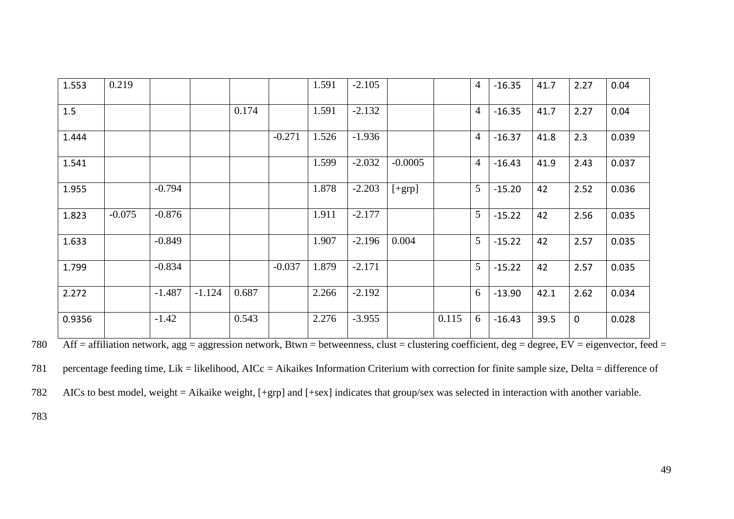| | | | | | | | | | | | | | | |
|---|---|---|---|---|---|---|---|---|---|---|---|---|---|---|
| 1.553 | 0.219 | | | | | 1.591 | -2.105 | | | 4 | -16.35 | 41.7 | 2.27 | 0.04 |
| 1.5 | | | | 0.174 | | 1.591 | -2.132 | | | 4 | -16.35 | 41.7 | 2.27 | 0.04 |
| 1.444 | | | | | -0.271 | 1.526 | -1.936 | | | 4 | -16.37 | 41.8 | 2.3 | 0.039 |
| 1.541 | | | | | | 1.599 | -2.032 | -0.0005 | | 4 | -16.43 | 41.9 | 2.43 | 0.037 |
| 1.955 | | -0.794 | | | | 1.878 | -2.203 | [+grp] | | 5 | -15.20 | 42 | 2.52 | 0.036 |
| 1.823 | -0.075 | -0.876 | | | | 1.911 | -2.177 | | | 5 | -15.22 | 42 | 2.56 | 0.035 |
| 1.633 | | -0.849 | | | | 1.907 | -2.196 | 0.004 | | 5 | -15.22 | 42 | 2.57 | 0.035 |
| 1.799 | | -0.834 | | | -0.037 | 1.879 | -2.171 | | | 5 | -15.22 | 42 | 2.57 | 0.035 |
| 2.272 | | -1.487 | -1.124 | 0.687 | | 2.266 | -2.192 | | | 6 | -13.90 | 42.1 | 2.62 | 0.034 |
| 0.9356 | | -1.42 | | 0.543 | | 2.276 | -3.955 | | 0.115 | 6 | -16.43 | 39.5 | 0 | 0.028 |

Aff = affiliation network, agg = aggression network, Btwn = betweenness, clust = clustering coefficient, deg = degree, EV = eigenvector, feed = percentage feeding time, Lik = likelihood, AICc = Aikaikes Information Criterium with correction for finite sample size, Delta = difference of AICs to best model, weight = Aikaike weight, [+grp] and [+sex] indicates that group/sex was selected in interaction with another variable.